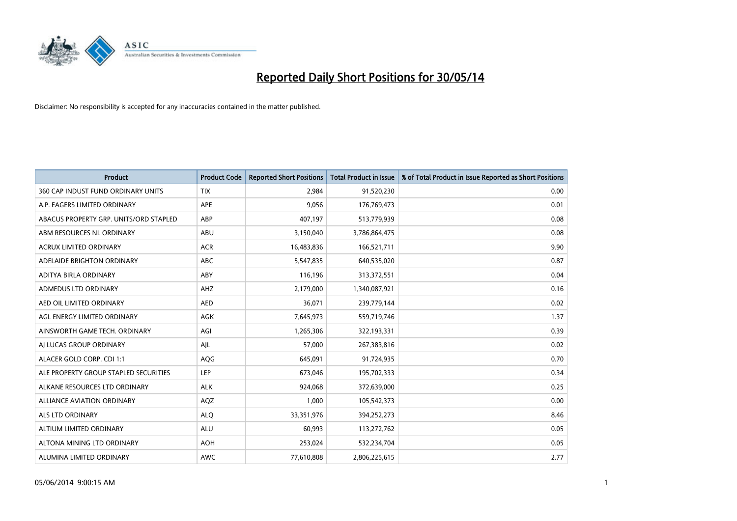# Reported Daily Short Positions for 30/05/14

Disclaimer: No responsibility is accepted for any inaccuracies contained in the matter published.

| Product | Product Code | Reported Short Positions | Total Product in Issue | % of Total Product in Issue Reported as Short Positions |
|---|---|---|---|---|
| 360 CAP INDUST FUND ORDINARY UNITS | TIX | 2,984 | 91,520,230 | 0.00 |
| A.P. EAGERS LIMITED ORDINARY | APE | 9,056 | 176,769,473 | 0.01 |
| ABACUS PROPERTY GRP. UNITS/ORD STAPLED | ABP | 407,197 | 513,779,939 | 0.08 |
| ABM RESOURCES NL ORDINARY | ABU | 3,150,040 | 3,786,864,475 | 0.08 |
| ACRUX LIMITED ORDINARY | ACR | 16,483,836 | 166,521,711 | 9.90 |
| ADELAIDE BRIGHTON ORDINARY | ABC | 5,547,835 | 640,535,020 | 0.87 |
| ADITYA BIRLA ORDINARY | ABY | 116,196 | 313,372,551 | 0.04 |
| ADMEDUS LTD ORDINARY | AHZ | 2,179,000 | 1,340,087,921 | 0.16 |
| AED OIL LIMITED ORDINARY | AED | 36,071 | 239,779,144 | 0.02 |
| AGL ENERGY LIMITED ORDINARY | AGK | 7,645,973 | 559,719,746 | 1.37 |
| AINSWORTH GAME TECH. ORDINARY | AGI | 1,265,306 | 322,193,331 | 0.39 |
| AJ LUCAS GROUP ORDINARY | AJL | 57,000 | 267,383,816 | 0.02 |
| ALACER GOLD CORP. CDI 1:1 | AQG | 645,091 | 91,724,935 | 0.70 |
| ALE PROPERTY GROUP STAPLED SECURITIES | LEP | 673,046 | 195,702,333 | 0.34 |
| ALKANE RESOURCES LTD ORDINARY | ALK | 924,068 | 372,639,000 | 0.25 |
| ALLIANCE AVIATION ORDINARY | AQZ | 1,000 | 105,542,373 | 0.00 |
| ALS LTD ORDINARY | ALQ | 33,351,976 | 394,252,273 | 8.46 |
| ALTIUM LIMITED ORDINARY | ALU | 60,993 | 113,272,762 | 0.05 |
| ALTONA MINING LTD ORDINARY | AOH | 253,024 | 532,234,704 | 0.05 |
| ALUMINA LIMITED ORDINARY | AWC | 77,610,808 | 2,806,225,615 | 2.77 |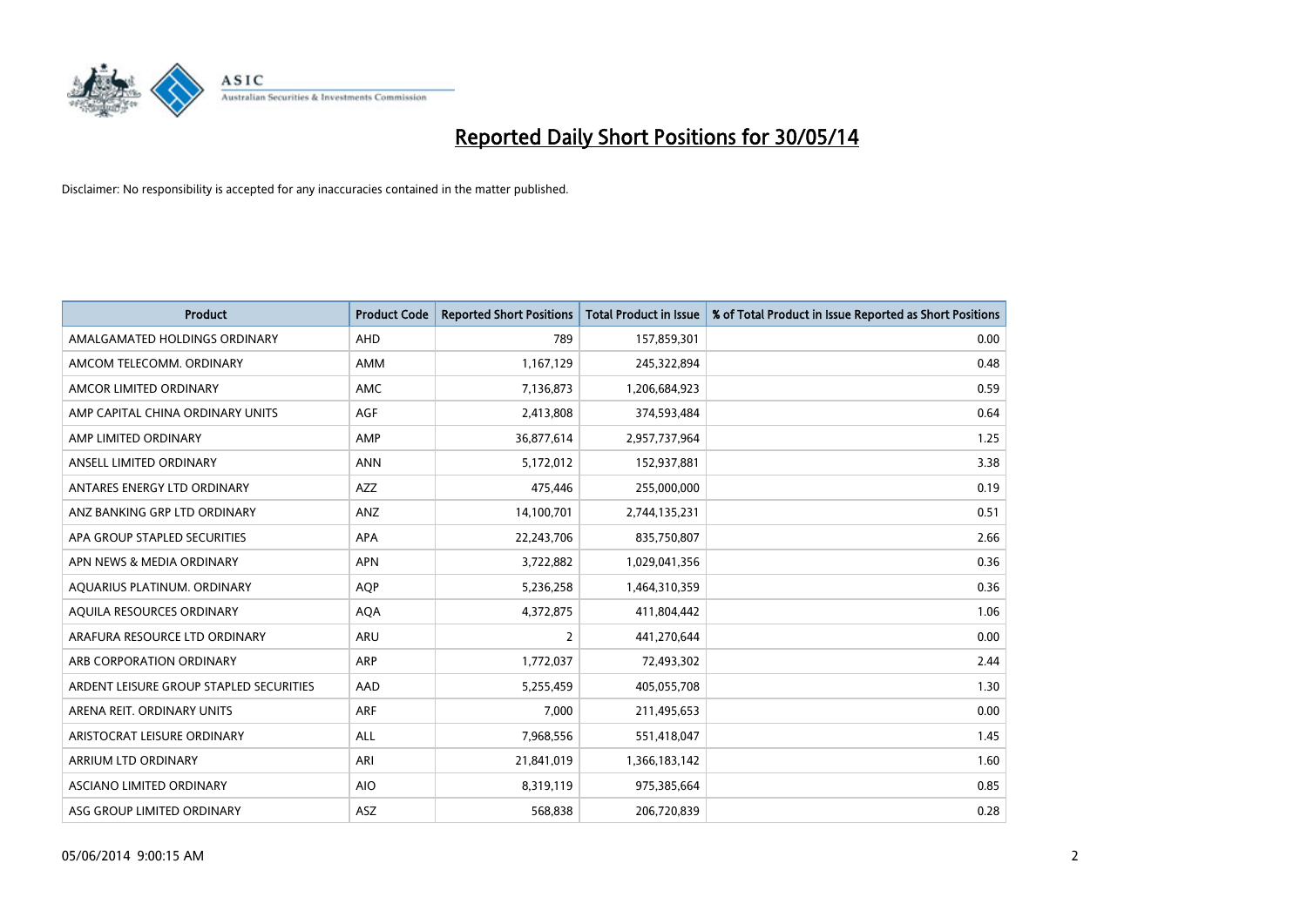# Reported Daily Short Positions for 30/05/14

Disclaimer: No responsibility is accepted for any inaccuracies contained in the matter published.

| Product | Product Code | Reported Short Positions | Total Product in Issue | % of Total Product in Issue Reported as Short Positions |
| --- | --- | --- | --- | --- |
| AMALGAMATED HOLDINGS ORDINARY | AHD | 789 | 157,859,301 | 0.00 |
| AMCOM TELECOMM. ORDINARY | AMM | 1,167,129 | 245,322,894 | 0.48 |
| AMCOR LIMITED ORDINARY | AMC | 7,136,873 | 1,206,684,923 | 0.59 |
| AMP CAPITAL CHINA ORDINARY UNITS | AGF | 2,413,808 | 374,593,484 | 0.64 |
| AMP LIMITED ORDINARY | AMP | 36,877,614 | 2,957,737,964 | 1.25 |
| ANSELL LIMITED ORDINARY | ANN | 5,172,012 | 152,937,881 | 3.38 |
| ANTARES ENERGY LTD ORDINARY | AZZ | 475,446 | 255,000,000 | 0.19 |
| ANZ BANKING GRP LTD ORDINARY | ANZ | 14,100,701 | 2,744,135,231 | 0.51 |
| APA GROUP STAPLED SECURITIES | APA | 22,243,706 | 835,750,807 | 2.66 |
| APN NEWS & MEDIA ORDINARY | APN | 3,722,882 | 1,029,041,356 | 0.36 |
| AQUARIUS PLATINUM. ORDINARY | AQP | 5,236,258 | 1,464,310,359 | 0.36 |
| AQUILA RESOURCES ORDINARY | AQA | 4,372,875 | 411,804,442 | 1.06 |
| ARAFURA RESOURCE LTD ORDINARY | ARU | 2 | 441,270,644 | 0.00 |
| ARB CORPORATION ORDINARY | ARP | 1,772,037 | 72,493,302 | 2.44 |
| ARDENT LEISURE GROUP STAPLED SECURITIES | AAD | 5,255,459 | 405,055,708 | 1.30 |
| ARENA REIT. ORDINARY UNITS | ARF | 7,000 | 211,495,653 | 0.00 |
| ARISTOCRAT LEISURE ORDINARY | ALL | 7,968,556 | 551,418,047 | 1.45 |
| ARRIUM LTD ORDINARY | ARI | 21,841,019 | 1,366,183,142 | 1.60 |
| ASCIANO LIMITED ORDINARY | AIO | 8,319,119 | 975,385,664 | 0.85 |
| ASG GROUP LIMITED ORDINARY | ASZ | 568,838 | 206,720,839 | 0.28 |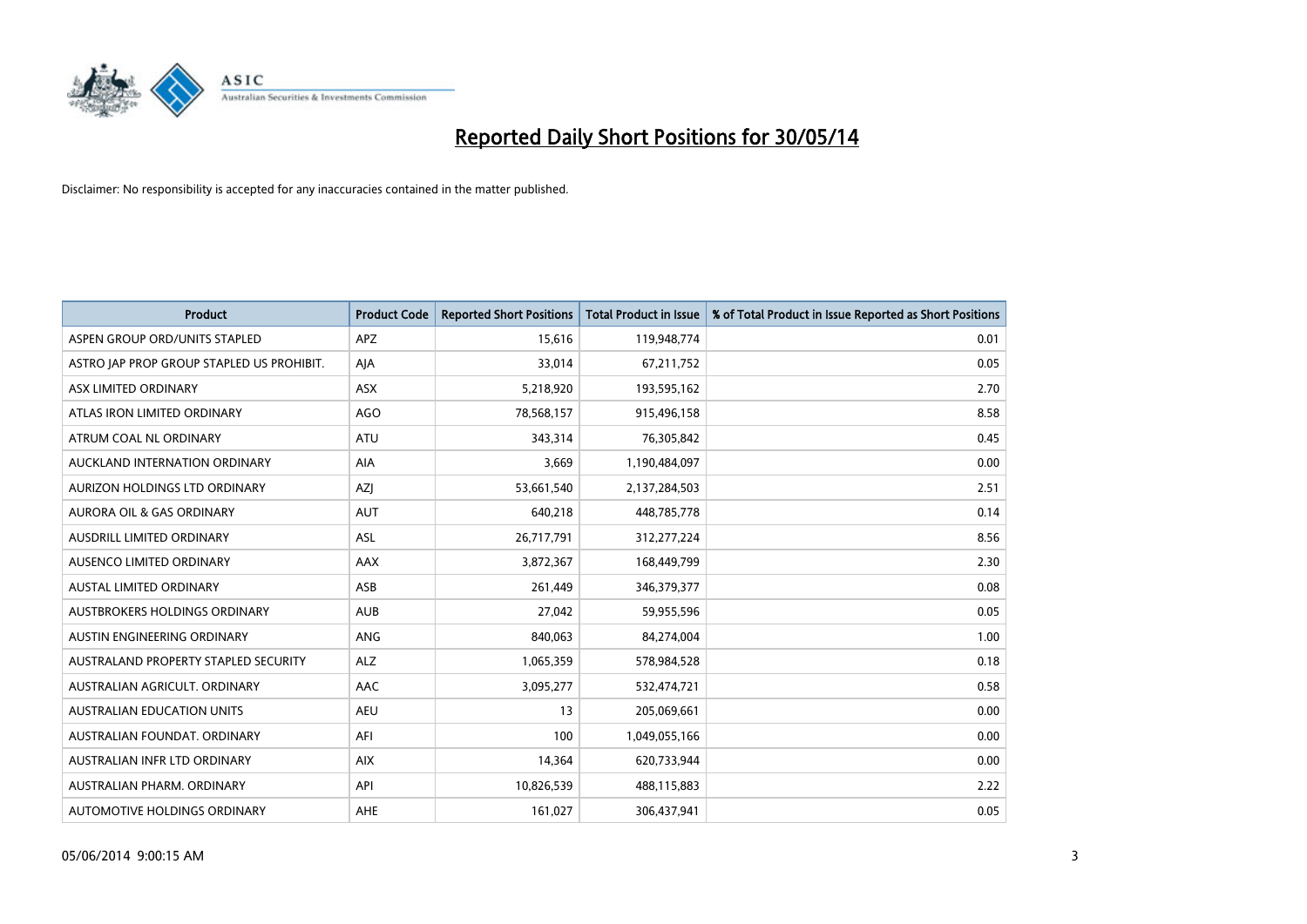# Reported Daily Short Positions for 30/05/14

Disclaimer: No responsibility is accepted for any inaccuracies contained in the matter published.

| Product | Product Code | Reported Short Positions | Total Product in Issue | % of Total Product in Issue Reported as Short Positions |
|---|---|---|---|---|
| ASPEN GROUP ORD/UNITS STAPLED | APZ | 15,616 | 119,948,774 | 0.01 |
| ASTRO JAP PROP GROUP STAPLED US PROHIBIT. | AJA | 33,014 | 67,211,752 | 0.05 |
| ASX LIMITED ORDINARY | ASX | 5,218,920 | 193,595,162 | 2.70 |
| ATLAS IRON LIMITED ORDINARY | AGO | 78,568,157 | 915,496,158 | 8.58 |
| ATRUM COAL NL ORDINARY | ATU | 343,314 | 76,305,842 | 0.45 |
| AUCKLAND INTERNATION ORDINARY | AIA | 3,669 | 1,190,484,097 | 0.00 |
| AURIZON HOLDINGS LTD ORDINARY | AZJ | 53,661,540 | 2,137,284,503 | 2.51 |
| AURORA OIL & GAS ORDINARY | AUT | 640,218 | 448,785,778 | 0.14 |
| AUSDRILL LIMITED ORDINARY | ASL | 26,717,791 | 312,277,224 | 8.56 |
| AUSENCO LIMITED ORDINARY | AAX | 3,872,367 | 168,449,799 | 2.30 |
| AUSTAL LIMITED ORDINARY | ASB | 261,449 | 346,379,377 | 0.08 |
| AUSTBROKERS HOLDINGS ORDINARY | AUB | 27,042 | 59,955,596 | 0.05 |
| AUSTIN ENGINEERING ORDINARY | ANG | 840,063 | 84,274,004 | 1.00 |
| AUSTRALAND PROPERTY STAPLED SECURITY | ALZ | 1,065,359 | 578,984,528 | 0.18 |
| AUSTRALIAN AGRICULT. ORDINARY | AAC | 3,095,277 | 532,474,721 | 0.58 |
| AUSTRALIAN EDUCATION UNITS | AEU | 13 | 205,069,661 | 0.00 |
| AUSTRALIAN FOUNDAT. ORDINARY | AFI | 100 | 1,049,055,166 | 0.00 |
| AUSTRALIAN INFR LTD ORDINARY | AIX | 14,364 | 620,733,944 | 0.00 |
| AUSTRALIAN PHARM. ORDINARY | API | 10,826,539 | 488,115,883 | 2.22 |
| AUTOMOTIVE HOLDINGS ORDINARY | AHE | 161,027 | 306,437,941 | 0.05 |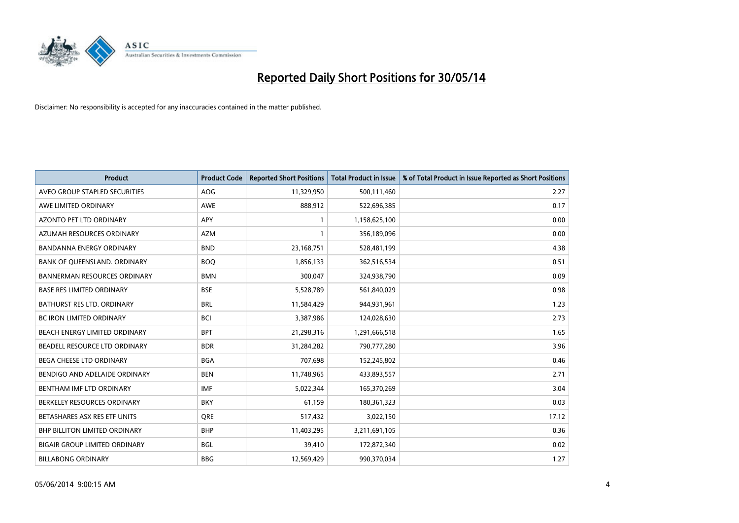# Reported Daily Short Positions for 30/05/14

Disclaimer: No responsibility is accepted for any inaccuracies contained in the matter published.

| Product | Product Code | Reported Short Positions | Total Product in Issue | % of Total Product in Issue Reported as Short Positions |
|---|---|---|---|---|
| AVEO GROUP STAPLED SECURITIES | AOG | 11,329,950 | 500,111,460 | 2.27 |
| AWE LIMITED ORDINARY | AWE | 888,912 | 522,696,385 | 0.17 |
| AZONTO PET LTD ORDINARY | APY | 1 | 1,158,625,100 | 0.00 |
| AZUMAH RESOURCES ORDINARY | AZM | 1 | 356,189,096 | 0.00 |
| BANDANNA ENERGY ORDINARY | BND | 23,168,751 | 528,481,199 | 4.38 |
| BANK OF QUEENSLAND. ORDINARY | BOQ | 1,856,133 | 362,516,534 | 0.51 |
| BANNERMAN RESOURCES ORDINARY | BMN | 300,047 | 324,938,790 | 0.09 |
| BASE RES LIMITED ORDINARY | BSE | 5,528,789 | 561,840,029 | 0.98 |
| BATHURST RES LTD. ORDINARY | BRL | 11,584,429 | 944,931,961 | 1.23 |
| BC IRON LIMITED ORDINARY | BCI | 3,387,986 | 124,028,630 | 2.73 |
| BEACH ENERGY LIMITED ORDINARY | BPT | 21,298,316 | 1,291,666,518 | 1.65 |
| BEADELL RESOURCE LTD ORDINARY | BDR | 31,284,282 | 790,777,280 | 3.96 |
| BEGA CHEESE LTD ORDINARY | BGA | 707,698 | 152,245,802 | 0.46 |
| BENDIGO AND ADELAIDE ORDINARY | BEN | 11,748,965 | 433,893,557 | 2.71 |
| BENTHAM IMF LTD ORDINARY | IMF | 5,022,344 | 165,370,269 | 3.04 |
| BERKELEY RESOURCES ORDINARY | BKY | 61,159 | 180,361,323 | 0.03 |
| BETASHARES ASX RES ETF UNITS | QRE | 517,432 | 3,022,150 | 17.12 |
| BHP BILLITON LIMITED ORDINARY | BHP | 11,403,295 | 3,211,691,105 | 0.36 |
| BIGAIR GROUP LIMITED ORDINARY | BGL | 39,410 | 172,872,340 | 0.02 |
| BILLABONG ORDINARY | BBG | 12,569,429 | 990,370,034 | 1.27 |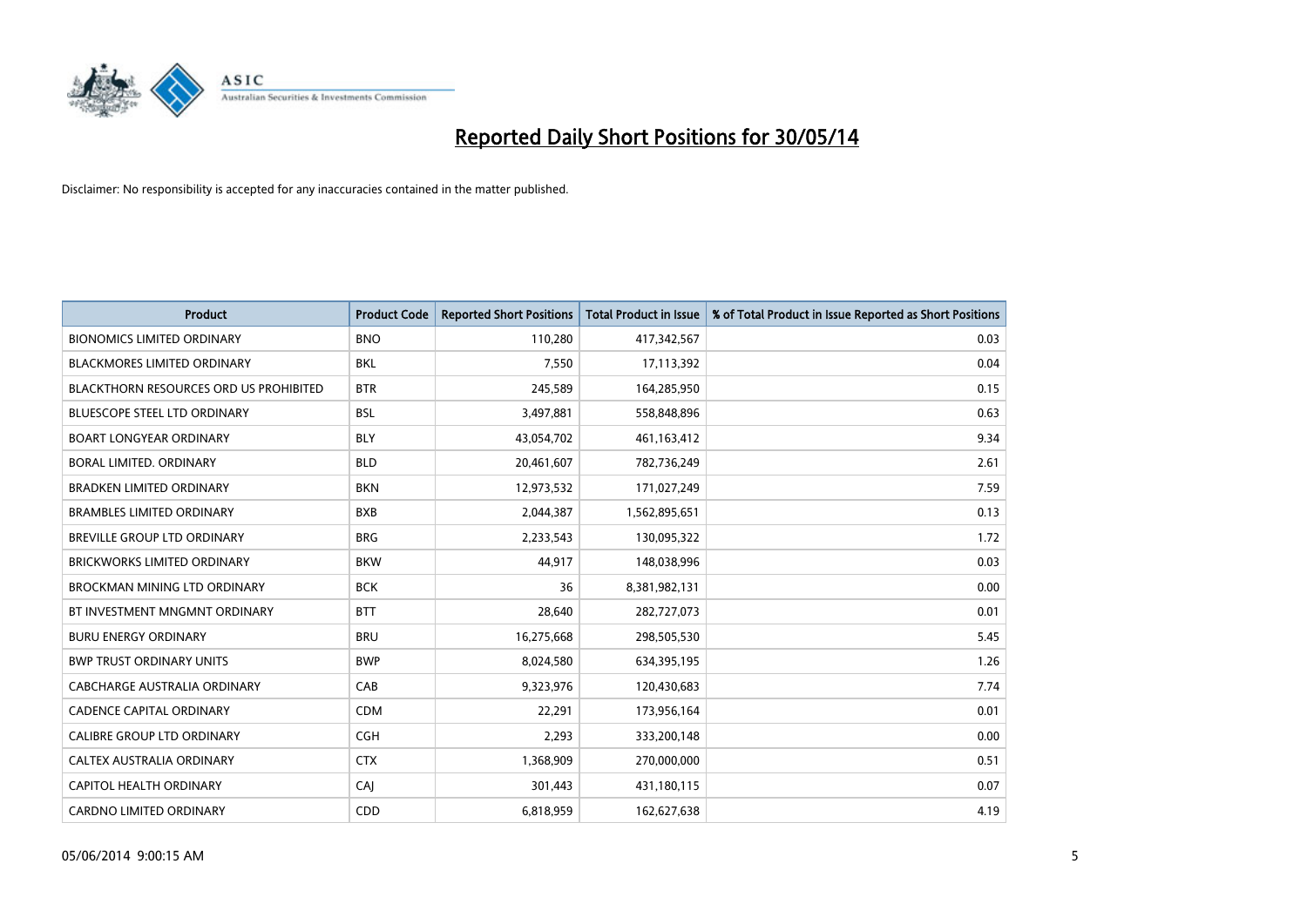# Reported Daily Short Positions for 30/05/14

Disclaimer: No responsibility is accepted for any inaccuracies contained in the matter published.

| Product | Product Code | Reported Short Positions | Total Product in Issue | % of Total Product in Issue Reported as Short Positions |
|---|---|---|---|---|
| BIONOMICS LIMITED ORDINARY | BNO | 110,280 | 417,342,567 | 0.03 |
| BLACKMORES LIMITED ORDINARY | BKL | 7,550 | 17,113,392 | 0.04 |
| BLACKTHORN RESOURCES ORD US PROHIBITED | BTR | 245,589 | 164,285,950 | 0.15 |
| BLUESCOPE STEEL LTD ORDINARY | BSL | 3,497,881 | 558,848,896 | 0.63 |
| BOART LONGYEAR ORDINARY | BLY | 43,054,702 | 461,163,412 | 9.34 |
| BORAL LIMITED. ORDINARY | BLD | 20,461,607 | 782,736,249 | 2.61 |
| BRADKEN LIMITED ORDINARY | BKN | 12,973,532 | 171,027,249 | 7.59 |
| BRAMBLES LIMITED ORDINARY | BXB | 2,044,387 | 1,562,895,651 | 0.13 |
| BREVILLE GROUP LTD ORDINARY | BRG | 2,233,543 | 130,095,322 | 1.72 |
| BRICKWORKS LIMITED ORDINARY | BKW | 44,917 | 148,038,996 | 0.03 |
| BROCKMAN MINING LTD ORDINARY | BCK | 36 | 8,381,982,131 | 0.00 |
| BT INVESTMENT MNGMNT ORDINARY | BTT | 28,640 | 282,727,073 | 0.01 |
| BURU ENERGY ORDINARY | BRU | 16,275,668 | 298,505,530 | 5.45 |
| BWP TRUST ORDINARY UNITS | BWP | 8,024,580 | 634,395,195 | 1.26 |
| CABCHARGE AUSTRALIA ORDINARY | CAB | 9,323,976 | 120,430,683 | 7.74 |
| CADENCE CAPITAL ORDINARY | CDM | 22,291 | 173,956,164 | 0.01 |
| CALIBRE GROUP LTD ORDINARY | CGH | 2,293 | 333,200,148 | 0.00 |
| CALTEX AUSTRALIA ORDINARY | CTX | 1,368,909 | 270,000,000 | 0.51 |
| CAPITOL HEALTH ORDINARY | CAJ | 301,443 | 431,180,115 | 0.07 |
| CARDNO LIMITED ORDINARY | CDD | 6,818,959 | 162,627,638 | 4.19 |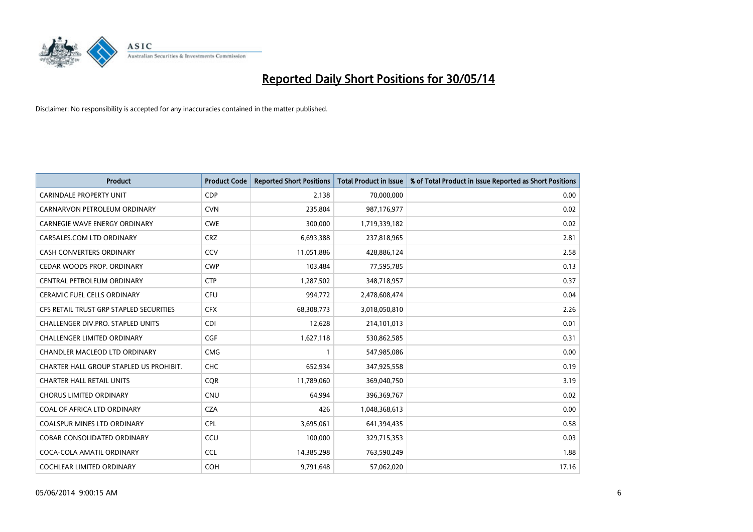# Reported Daily Short Positions for 30/05/14

Disclaimer: No responsibility is accepted for any inaccuracies contained in the matter published.

| Product | Product Code | Reported Short Positions | Total Product in Issue | % of Total Product in Issue Reported as Short Positions |
|---|---|---|---|---|
| CARINDALE PROPERTY UNIT | CDP | 2,138 | 70,000,000 | 0.00 |
| CARNARVON PETROLEUM ORDINARY | CVN | 235,804 | 987,176,977 | 0.02 |
| CARNEGIE WAVE ENERGY ORDINARY | CWE | 300,000 | 1,719,339,182 | 0.02 |
| CARSALES.COM LTD ORDINARY | CRZ | 6,693,388 | 237,818,965 | 2.81 |
| CASH CONVERTERS ORDINARY | CCV | 11,051,886 | 428,886,124 | 2.58 |
| CEDAR WOODS PROP. ORDINARY | CWP | 103,484 | 77,595,785 | 0.13 |
| CENTRAL PETROLEUM ORDINARY | CTP | 1,287,502 | 348,718,957 | 0.37 |
| CERAMIC FUEL CELLS ORDINARY | CFU | 994,772 | 2,478,608,474 | 0.04 |
| CFS RETAIL TRUST GRP STAPLED SECURITIES | CFX | 68,308,773 | 3,018,050,810 | 2.26 |
| CHALLENGER DIV.PRO. STAPLED UNITS | CDI | 12,628 | 214,101,013 | 0.01 |
| CHALLENGER LIMITED ORDINARY | CGF | 1,627,118 | 530,862,585 | 0.31 |
| CHANDLER MACLEOD LTD ORDINARY | CMG | 1 | 547,985,086 | 0.00 |
| CHARTER HALL GROUP STAPLED US PROHIBIT. | CHC | 652,934 | 347,925,558 | 0.19 |
| CHARTER HALL RETAIL UNITS | CQR | 11,789,060 | 369,040,750 | 3.19 |
| CHORUS LIMITED ORDINARY | CNU | 64,994 | 396,369,767 | 0.02 |
| COAL OF AFRICA LTD ORDINARY | CZA | 426 | 1,048,368,613 | 0.00 |
| COALSPUR MINES LTD ORDINARY | CPL | 3,695,061 | 641,394,435 | 0.58 |
| COBAR CONSOLIDATED ORDINARY | CCU | 100,000 | 329,715,353 | 0.03 |
| COCA-COLA AMATIL ORDINARY | CCL | 14,385,298 | 763,590,249 | 1.88 |
| COCHLEAR LIMITED ORDINARY | COH | 9,791,648 | 57,062,020 | 17.16 |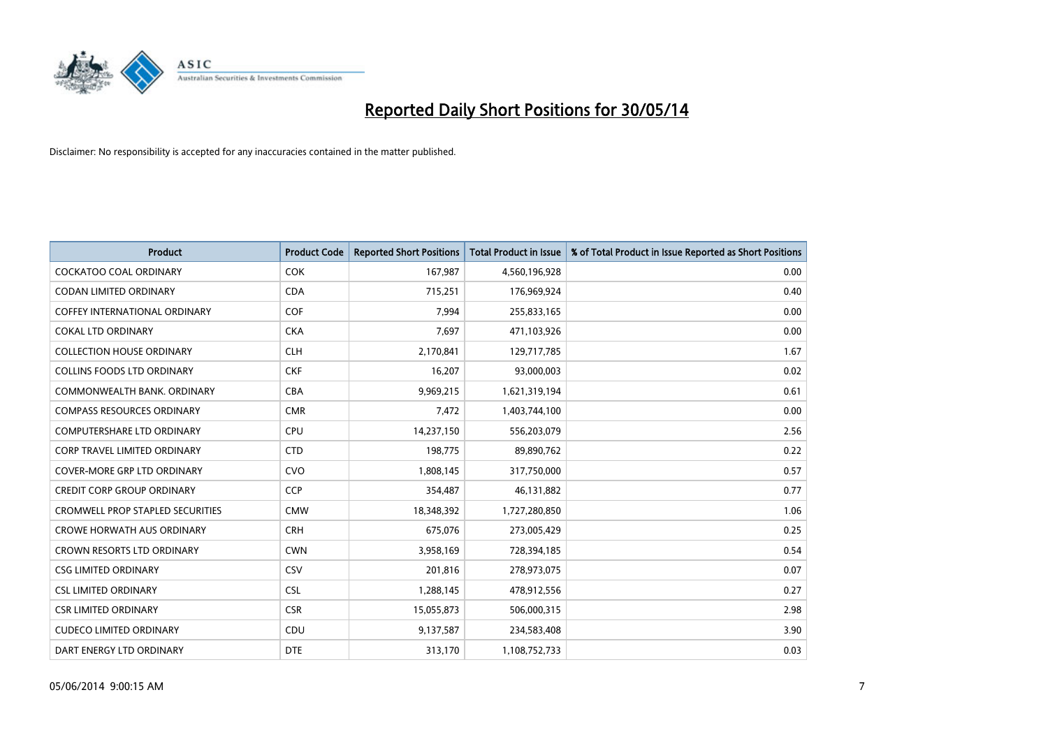# Reported Daily Short Positions for 30/05/14

Disclaimer: No responsibility is accepted for any inaccuracies contained in the matter published.

| Product | Product Code | Reported Short Positions | Total Product in Issue | % of Total Product in Issue Reported as Short Positions |
|---|---|---|---|---|
| COCKATOO COAL ORDINARY | COK | 167,987 | 4,560,196,928 | 0.00 |
| CODAN LIMITED ORDINARY | CDA | 715,251 | 176,969,924 | 0.40 |
| COFFEY INTERNATIONAL ORDINARY | COF | 7,994 | 255,833,165 | 0.00 |
| COKAL LTD ORDINARY | CKA | 7,697 | 471,103,926 | 0.00 |
| COLLECTION HOUSE ORDINARY | CLH | 2,170,841 | 129,717,785 | 1.67 |
| COLLINS FOODS LTD ORDINARY | CKF | 16,207 | 93,000,003 | 0.02 |
| COMMONWEALTH BANK. ORDINARY | CBA | 9,969,215 | 1,621,319,194 | 0.61 |
| COMPASS RESOURCES ORDINARY | CMR | 7,472 | 1,403,744,100 | 0.00 |
| COMPUTERSHARE LTD ORDINARY | CPU | 14,237,150 | 556,203,079 | 2.56 |
| CORP TRAVEL LIMITED ORDINARY | CTD | 198,775 | 89,890,762 | 0.22 |
| COVER-MORE GRP LTD ORDINARY | CVO | 1,808,145 | 317,750,000 | 0.57 |
| CREDIT CORP GROUP ORDINARY | CCP | 354,487 | 46,131,882 | 0.77 |
| CROMWELL PROP STAPLED SECURITIES | CMW | 18,348,392 | 1,727,280,850 | 1.06 |
| CROWE HORWATH AUS ORDINARY | CRH | 675,076 | 273,005,429 | 0.25 |
| CROWN RESORTS LTD ORDINARY | CWN | 3,958,169 | 728,394,185 | 0.54 |
| CSG LIMITED ORDINARY | CSV | 201,816 | 278,973,075 | 0.07 |
| CSL LIMITED ORDINARY | CSL | 1,288,145 | 478,912,556 | 0.27 |
| CSR LIMITED ORDINARY | CSR | 15,055,873 | 506,000,315 | 2.98 |
| CUDECO LIMITED ORDINARY | CDU | 9,137,587 | 234,583,408 | 3.90 |
| DART ENERGY LTD ORDINARY | DTE | 313,170 | 1,108,752,733 | 0.03 |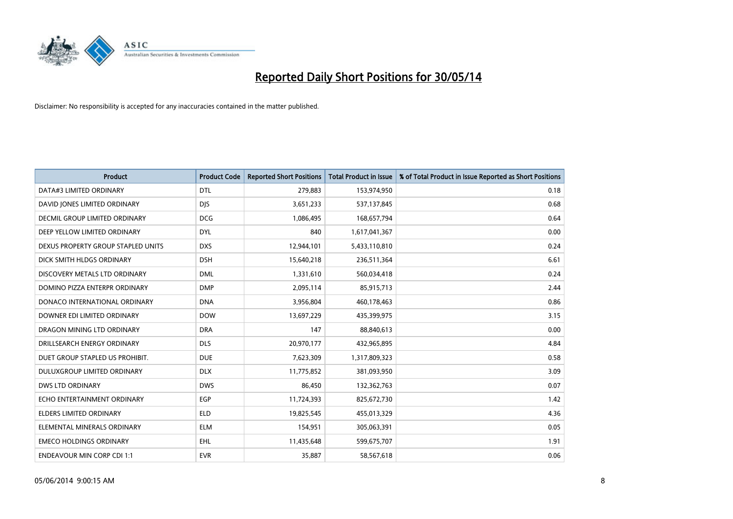# Reported Daily Short Positions for 30/05/14

Disclaimer: No responsibility is accepted for any inaccuracies contained in the matter published.

| Product | Product Code | Reported Short Positions | Total Product in Issue | % of Total Product in Issue Reported as Short Positions |
|---|---|---|---|---|
| DATA#3 LIMITED ORDINARY | DTL | 279,883 | 153,974,950 | 0.18 |
| DAVID JONES LIMITED ORDINARY | DJS | 3,651,233 | 537,137,845 | 0.68 |
| DECMIL GROUP LIMITED ORDINARY | DCG | 1,086,495 | 168,657,794 | 0.64 |
| DEEP YELLOW LIMITED ORDINARY | DYL | 840 | 1,617,041,367 | 0.00 |
| DEXUS PROPERTY GROUP STAPLED UNITS | DXS | 12,944,101 | 5,433,110,810 | 0.24 |
| DICK SMITH HLDGS ORDINARY | DSH | 15,640,218 | 236,511,364 | 6.61 |
| DISCOVERY METALS LTD ORDINARY | DML | 1,331,610 | 560,034,418 | 0.24 |
| DOMINO PIZZA ENTERPR ORDINARY | DMP | 2,095,114 | 85,915,713 | 2.44 |
| DONACO INTERNATIONAL ORDINARY | DNA | 3,956,804 | 460,178,463 | 0.86 |
| DOWNER EDI LIMITED ORDINARY | DOW | 13,697,229 | 435,399,975 | 3.15 |
| DRAGON MINING LTD ORDINARY | DRA | 147 | 88,840,613 | 0.00 |
| DRILLSEARCH ENERGY ORDINARY | DLS | 20,970,177 | 432,965,895 | 4.84 |
| DUET GROUP STAPLED US PROHIBIT. | DUE | 7,623,309 | 1,317,809,323 | 0.58 |
| DULUXGROUP LIMITED ORDINARY | DLX | 11,775,852 | 381,093,950 | 3.09 |
| DWS LTD ORDINARY | DWS | 86,450 | 132,362,763 | 0.07 |
| ECHO ENTERTAINMENT ORDINARY | EGP | 11,724,393 | 825,672,730 | 1.42 |
| ELDERS LIMITED ORDINARY | ELD | 19,825,545 | 455,013,329 | 4.36 |
| ELEMENTAL MINERALS ORDINARY | ELM | 154,951 | 305,063,391 | 0.05 |
| EMECO HOLDINGS ORDINARY | EHL | 11,435,648 | 599,675,707 | 1.91 |
| ENDEAVOUR MIN CORP CDI 1:1 | EVR | 35,887 | 58,567,618 | 0.06 |

05/06/2014 9:00:15 AM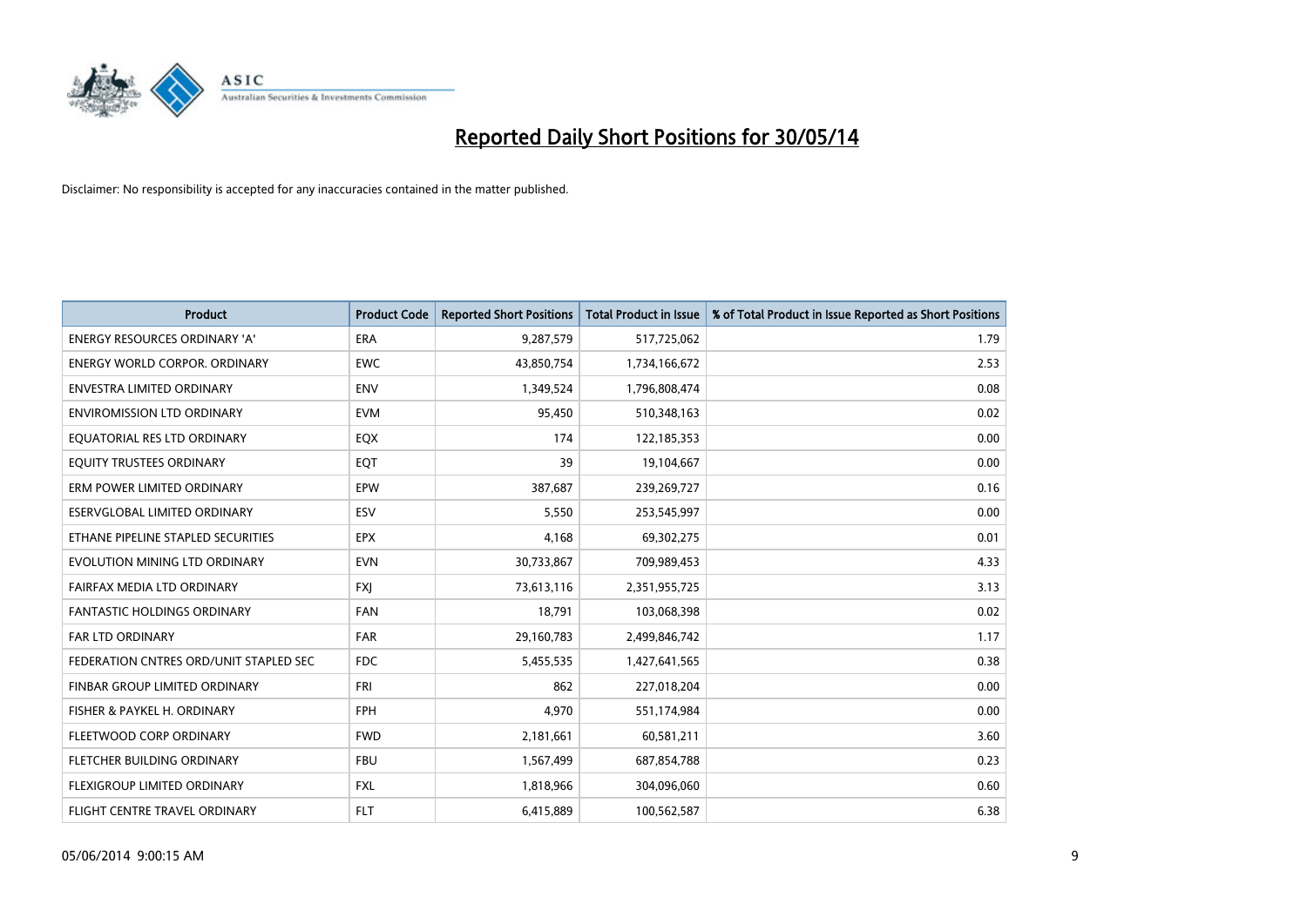# Reported Daily Short Positions for 30/05/14

Disclaimer: No responsibility is accepted for any inaccuracies contained in the matter published.

| Product | Product Code | Reported Short Positions | Total Product in Issue | % of Total Product in Issue Reported as Short Positions |
| --- | --- | --- | --- | --- |
| ENERGY RESOURCES ORDINARY 'A' | ERA | 9,287,579 | 517,725,062 | 1.79 |
| ENERGY WORLD CORPOR. ORDINARY | EWC | 43,850,754 | 1,734,166,672 | 2.53 |
| ENVESTRA LIMITED ORDINARY | ENV | 1,349,524 | 1,796,808,474 | 0.08 |
| ENVIROMISSION LTD ORDINARY | EVM | 95,450 | 510,348,163 | 0.02 |
| EQUATORIAL RES LTD ORDINARY | EQX | 174 | 122,185,353 | 0.00 |
| EQUITY TRUSTEES ORDINARY | EQT | 39 | 19,104,667 | 0.00 |
| ERM POWER LIMITED ORDINARY | EPW | 387,687 | 239,269,727 | 0.16 |
| ESERVGLOBAL LIMITED ORDINARY | ESV | 5,550 | 253,545,997 | 0.00 |
| ETHANE PIPELINE STAPLED SECURITIES | EPX | 4,168 | 69,302,275 | 0.01 |
| EVOLUTION MINING LTD ORDINARY | EVN | 30,733,867 | 709,989,453 | 4.33 |
| FAIRFAX MEDIA LTD ORDINARY | FXJ | 73,613,116 | 2,351,955,725 | 3.13 |
| FANTASTIC HOLDINGS ORDINARY | FAN | 18,791 | 103,068,398 | 0.02 |
| FAR LTD ORDINARY | FAR | 29,160,783 | 2,499,846,742 | 1.17 |
| FEDERATION CNTRES ORD/UNIT STAPLED SEC | FDC | 5,455,535 | 1,427,641,565 | 0.38 |
| FINBAR GROUP LIMITED ORDINARY | FRI | 862 | 227,018,204 | 0.00 |
| FISHER & PAYKEL H. ORDINARY | FPH | 4,970 | 551,174,984 | 0.00 |
| FLEETWOOD CORP ORDINARY | FWD | 2,181,661 | 60,581,211 | 3.60 |
| FLETCHER BUILDING ORDINARY | FBU | 1,567,499 | 687,854,788 | 0.23 |
| FLEXIGROUP LIMITED ORDINARY | FXL | 1,818,966 | 304,096,060 | 0.60 |
| FLIGHT CENTRE TRAVEL ORDINARY | FLT | 6,415,889 | 100,562,587 | 6.38 |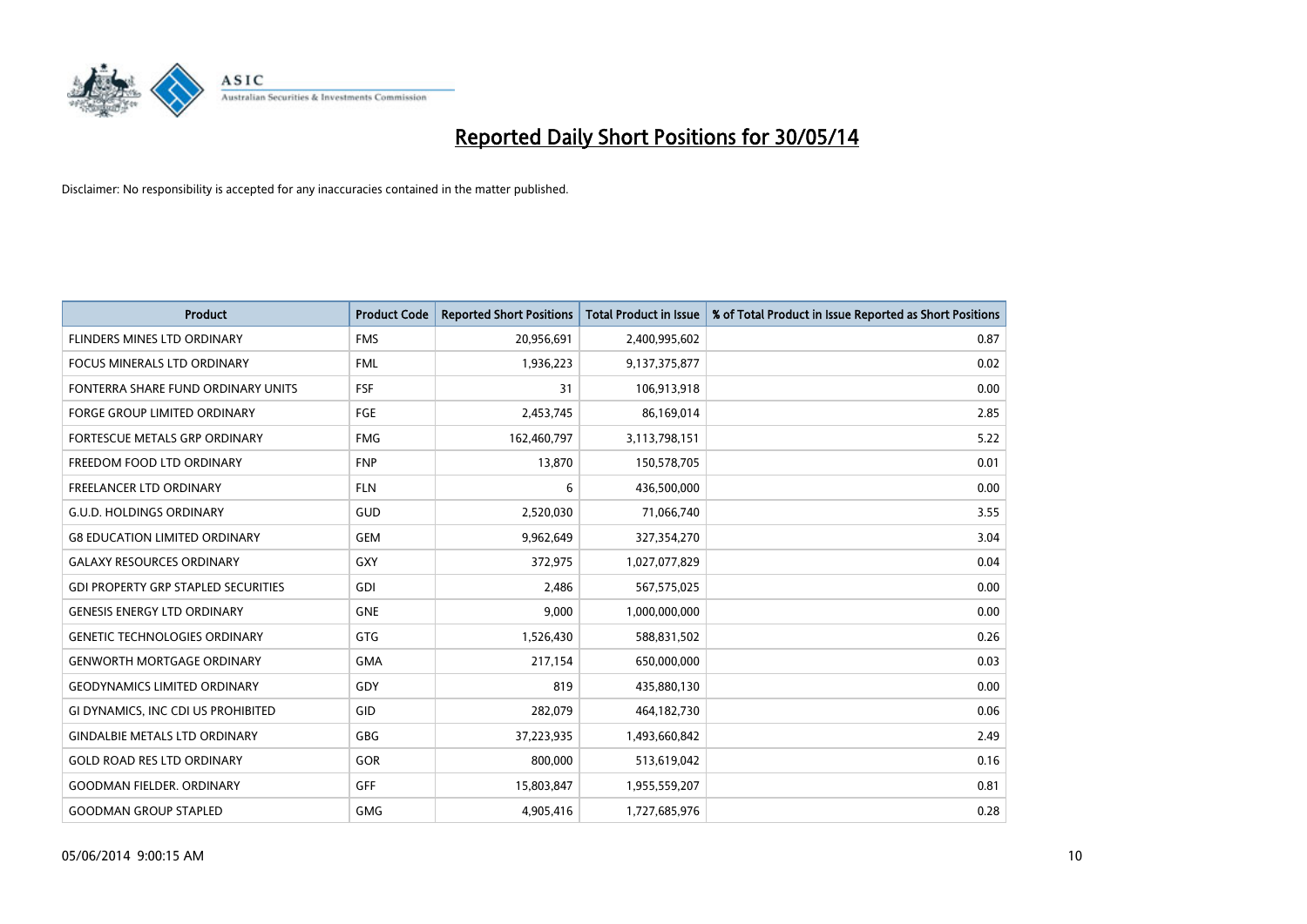# Reported Daily Short Positions for 30/05/14

Disclaimer: No responsibility is accepted for any inaccuracies contained in the matter published.

| Product | Product Code | Reported Short Positions | Total Product in Issue | % of Total Product in Issue Reported as Short Positions |
|---|---|---|---|---|
| FLINDERS MINES LTD ORDINARY | FMS | 20,956,691 | 2,400,995,602 | 0.87 |
| FOCUS MINERALS LTD ORDINARY | FML | 1,936,223 | 9,137,375,877 | 0.02 |
| FONTERRA SHARE FUND ORDINARY UNITS | FSF | 31 | 106,913,918 | 0.00 |
| FORGE GROUP LIMITED ORDINARY | FGE | 2,453,745 | 86,169,014 | 2.85 |
| FORTESCUE METALS GRP ORDINARY | FMG | 162,460,797 | 3,113,798,151 | 5.22 |
| FREEDOM FOOD LTD ORDINARY | FNP | 13,870 | 150,578,705 | 0.01 |
| FREELANCER LTD ORDINARY | FLN | 6 | 436,500,000 | 0.00 |
| G.U.D. HOLDINGS ORDINARY | GUD | 2,520,030 | 71,066,740 | 3.55 |
| G8 EDUCATION LIMITED ORDINARY | GEM | 9,962,649 | 327,354,270 | 3.04 |
| GALAXY RESOURCES ORDINARY | GXY | 372,975 | 1,027,077,829 | 0.04 |
| GDI PROPERTY GRP STAPLED SECURITIES | GDI | 2,486 | 567,575,025 | 0.00 |
| GENESIS ENERGY LTD ORDINARY | GNE | 9,000 | 1,000,000,000 | 0.00 |
| GENETIC TECHNOLOGIES ORDINARY | GTG | 1,526,430 | 588,831,502 | 0.26 |
| GENWORTH MORTGAGE ORDINARY | GMA | 217,154 | 650,000,000 | 0.03 |
| GEODYNAMICS LIMITED ORDINARY | GDY | 819 | 435,880,130 | 0.00 |
| GI DYNAMICS, INC CDI US PROHIBITED | GID | 282,079 | 464,182,730 | 0.06 |
| GINDALBIE METALS LTD ORDINARY | GBG | 37,223,935 | 1,493,660,842 | 2.49 |
| GOLD ROAD RES LTD ORDINARY | GOR | 800,000 | 513,619,042 | 0.16 |
| GOODMAN FIELDER. ORDINARY | GFF | 15,803,847 | 1,955,559,207 | 0.81 |
| GOODMAN GROUP STAPLED | GMG | 4,905,416 | 1,727,685,976 | 0.28 |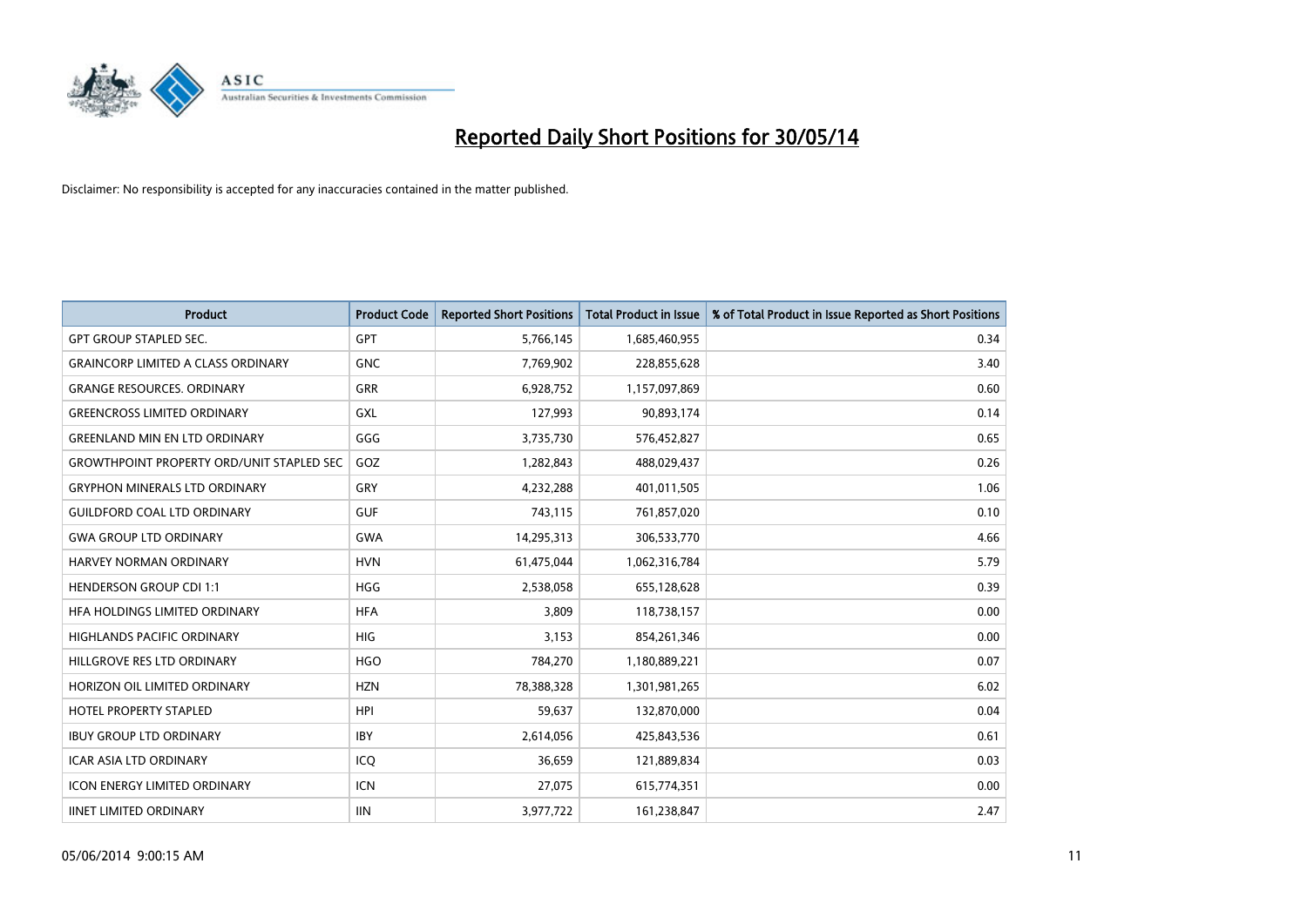# Reported Daily Short Positions for 30/05/14

Disclaimer: No responsibility is accepted for any inaccuracies contained in the matter published.

| Product | Product Code | Reported Short Positions | Total Product in Issue | % of Total Product in Issue Reported as Short Positions |
|---|---|---|---|---|
| GPT GROUP STAPLED SEC. | GPT | 5,766,145 | 1,685,460,955 | 0.34 |
| GRAINCORP LIMITED A CLASS ORDINARY | GNC | 7,769,902 | 228,855,628 | 3.40 |
| GRANGE RESOURCES. ORDINARY | GRR | 6,928,752 | 1,157,097,869 | 0.60 |
| GREENCROSS LIMITED ORDINARY | GXL | 127,993 | 90,893,174 | 0.14 |
| GREENLAND MIN EN LTD ORDINARY | GGG | 3,735,730 | 576,452,827 | 0.65 |
| GROWTHPOINT PROPERTY ORD/UNIT STAPLED SEC | GOZ | 1,282,843 | 488,029,437 | 0.26 |
| GRYPHON MINERALS LTD ORDINARY | GRY | 4,232,288 | 401,011,505 | 1.06 |
| GUILDFORD COAL LTD ORDINARY | GUF | 743,115 | 761,857,020 | 0.10 |
| GWA GROUP LTD ORDINARY | GWA | 14,295,313 | 306,533,770 | 4.66 |
| HARVEY NORMAN ORDINARY | HVN | 61,475,044 | 1,062,316,784 | 5.79 |
| HENDERSON GROUP CDI 1:1 | HGG | 2,538,058 | 655,128,628 | 0.39 |
| HFA HOLDINGS LIMITED ORDINARY | HFA | 3,809 | 118,738,157 | 0.00 |
| HIGHLANDS PACIFIC ORDINARY | HIG | 3,153 | 854,261,346 | 0.00 |
| HILLGROVE RES LTD ORDINARY | HGO | 784,270 | 1,180,889,221 | 0.07 |
| HORIZON OIL LIMITED ORDINARY | HZN | 78,388,328 | 1,301,981,265 | 6.02 |
| HOTEL PROPERTY STAPLED | HPI | 59,637 | 132,870,000 | 0.04 |
| IBUY GROUP LTD ORDINARY | IBY | 2,614,056 | 425,843,536 | 0.61 |
| ICAR ASIA LTD ORDINARY | ICQ | 36,659 | 121,889,834 | 0.03 |
| ICON ENERGY LIMITED ORDINARY | ICN | 27,075 | 615,774,351 | 0.00 |
| IINET LIMITED ORDINARY | IIN | 3,977,722 | 161,238,847 | 2.47 |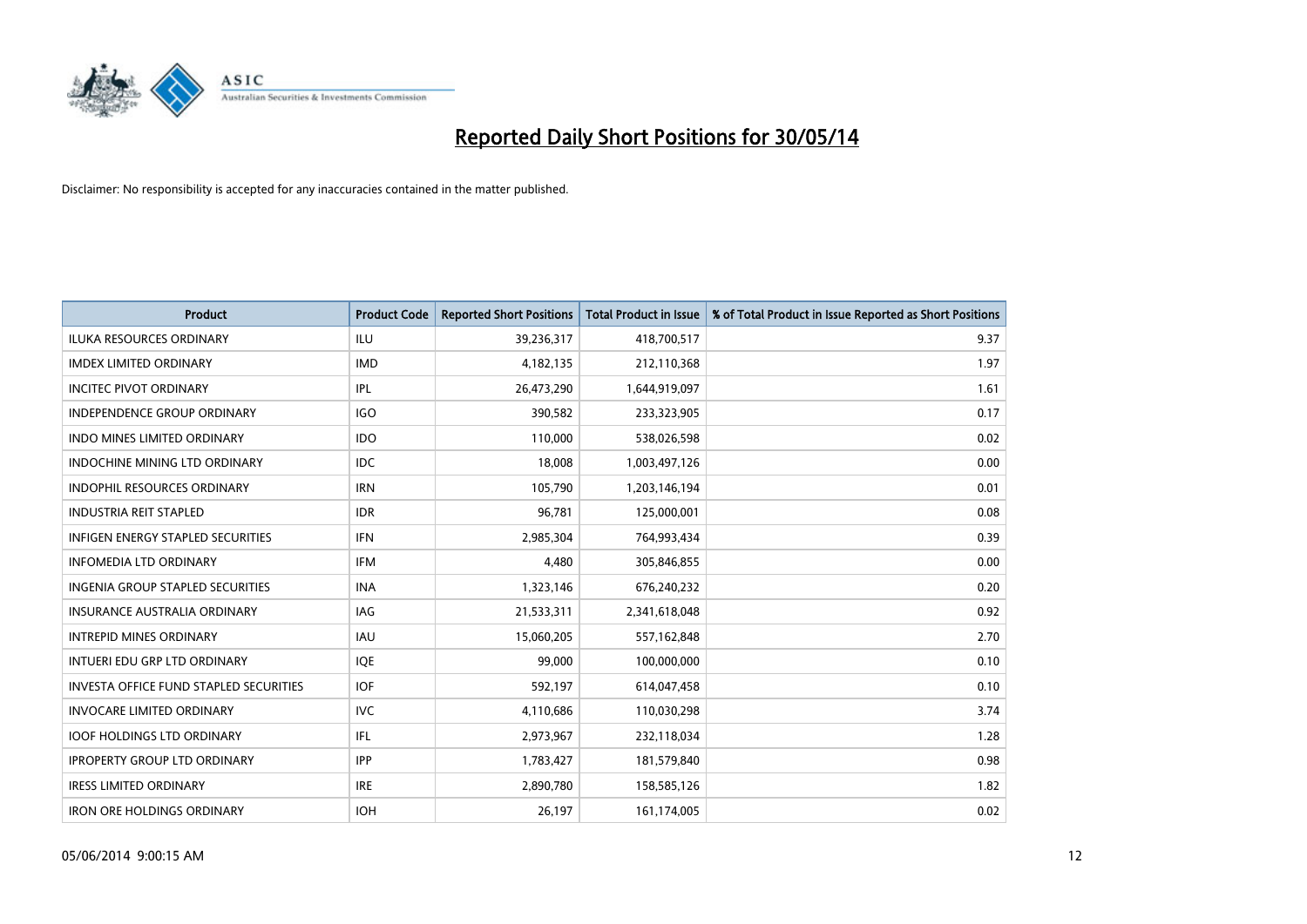# Reported Daily Short Positions for 30/05/14

Disclaimer: No responsibility is accepted for any inaccuracies contained in the matter published.

| Product | Product Code | Reported Short Positions | Total Product in Issue | % of Total Product in Issue Reported as Short Positions |
|---|---|---|---|---|
| ILUKA RESOURCES ORDINARY | ILU | 39,236,317 | 418,700,517 | 9.37 |
| IMDEX LIMITED ORDINARY | IMD | 4,182,135 | 212,110,368 | 1.97 |
| INCITEC PIVOT ORDINARY | IPL | 26,473,290 | 1,644,919,097 | 1.61 |
| INDEPENDENCE GROUP ORDINARY | IGO | 390,582 | 233,323,905 | 0.17 |
| INDO MINES LIMITED ORDINARY | IDO | 110,000 | 538,026,598 | 0.02 |
| INDOCHINE MINING LTD ORDINARY | IDC | 18,008 | 1,003,497,126 | 0.00 |
| INDOPHIL RESOURCES ORDINARY | IRN | 105,790 | 1,203,146,194 | 0.01 |
| INDUSTRIA REIT STAPLED | IDR | 96,781 | 125,000,001 | 0.08 |
| INFIGEN ENERGY STAPLED SECURITIES | IFN | 2,985,304 | 764,993,434 | 0.39 |
| INFOMEDIA LTD ORDINARY | IFM | 4,480 | 305,846,855 | 0.00 |
| INGENIA GROUP STAPLED SECURITIES | INA | 1,323,146 | 676,240,232 | 0.20 |
| INSURANCE AUSTRALIA ORDINARY | IAG | 21,533,311 | 2,341,618,048 | 0.92 |
| INTREPID MINES ORDINARY | IAU | 15,060,205 | 557,162,848 | 2.70 |
| INTUERI EDU GRP LTD ORDINARY | IQE | 99,000 | 100,000,000 | 0.10 |
| INVESTA OFFICE FUND STAPLED SECURITIES | IOF | 592,197 | 614,047,458 | 0.10 |
| INVOCARE LIMITED ORDINARY | IVC | 4,110,686 | 110,030,298 | 3.74 |
| IOOF HOLDINGS LTD ORDINARY | IFL | 2,973,967 | 232,118,034 | 1.28 |
| IPROPERTY GROUP LTD ORDINARY | IPP | 1,783,427 | 181,579,840 | 0.98 |
| IRESS LIMITED ORDINARY | IRE | 2,890,780 | 158,585,126 | 1.82 |
| IRON ORE HOLDINGS ORDINARY | IOH | 26,197 | 161,174,005 | 0.02 |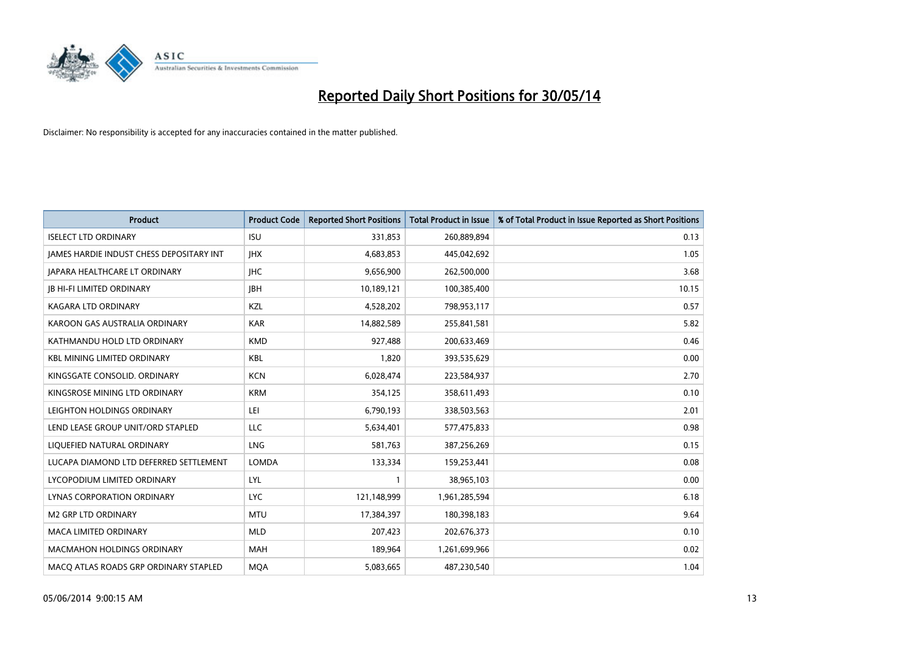# Reported Daily Short Positions for 30/05/14

Disclaimer: No responsibility is accepted for any inaccuracies contained in the matter published.

| Product | Product Code | Reported Short Positions | Total Product in Issue | % of Total Product in Issue Reported as Short Positions |
|---|---|---|---|---|
| ISELECT LTD ORDINARY | ISU | 331,853 | 260,889,894 | 0.13 |
| JAMES HARDIE INDUST CHESS DEPOSITARY INT | JHX | 4,683,853 | 445,042,692 | 1.05 |
| JAPARA HEALTHCARE LT ORDINARY | JHC | 9,656,900 | 262,500,000 | 3.68 |
| JB HI-FI LIMITED ORDINARY | JBH | 10,189,121 | 100,385,400 | 10.15 |
| KAGARA LTD ORDINARY | KZL | 4,528,202 | 798,953,117 | 0.57 |
| KAROON GAS AUSTRALIA ORDINARY | KAR | 14,882,589 | 255,841,581 | 5.82 |
| KATHMANDU HOLD LTD ORDINARY | KMD | 927,488 | 200,633,469 | 0.46 |
| KBL MINING LIMITED ORDINARY | KBL | 1,820 | 393,535,629 | 0.00 |
| KINGSGATE CONSOLID. ORDINARY | KCN | 6,028,474 | 223,584,937 | 2.70 |
| KINGSROSE MINING LTD ORDINARY | KRM | 354,125 | 358,611,493 | 0.10 |
| LEIGHTON HOLDINGS ORDINARY | LEI | 6,790,193 | 338,503,563 | 2.01 |
| LEND LEASE GROUP UNIT/ORD STAPLED | LLC | 5,634,401 | 577,475,833 | 0.98 |
| LIQUEFIED NATURAL ORDINARY | LNG | 581,763 | 387,256,269 | 0.15 |
| LUCAPA DIAMOND LTD DEFERRED SETTLEMENT | LOMDA | 133,334 | 159,253,441 | 0.08 |
| LYCOPODIUM LIMITED ORDINARY | LYL | 1 | 38,965,103 | 0.00 |
| LYNAS CORPORATION ORDINARY | LYC | 121,148,999 | 1,961,285,594 | 6.18 |
| M2 GRP LTD ORDINARY | MTU | 17,384,397 | 180,398,183 | 9.64 |
| MACA LIMITED ORDINARY | MLD | 207,423 | 202,676,373 | 0.10 |
| MACMAHON HOLDINGS ORDINARY | MAH | 189,964 | 1,261,699,966 | 0.02 |
| MACQ ATLAS ROADS GRP ORDINARY STAPLED | MQA | 5,083,665 | 487,230,540 | 1.04 |

05/06/2014 9:00:15 AM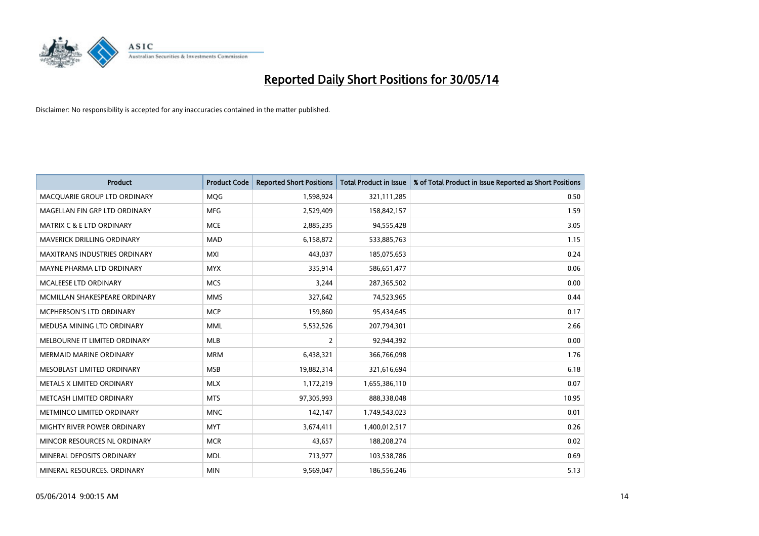# Reported Daily Short Positions for 30/05/14

Disclaimer: No responsibility is accepted for any inaccuracies contained in the matter published.

| Product | Product Code | Reported Short Positions | Total Product in Issue | % of Total Product in Issue Reported as Short Positions |
| --- | --- | --- | --- | --- |
| MACQUARIE GROUP LTD ORDINARY | MQG | 1,598,924 | 321,111,285 | 0.50 |
| MAGELLAN FIN GRP LTD ORDINARY | MFG | 2,529,409 | 158,842,157 | 1.59 |
| MATRIX C & E LTD ORDINARY | MCE | 2,885,235 | 94,555,428 | 3.05 |
| MAVERICK DRILLING ORDINARY | MAD | 6,158,872 | 533,885,763 | 1.15 |
| MAXITRANS INDUSTRIES ORDINARY | MXI | 443,037 | 185,075,653 | 0.24 |
| MAYNE PHARMA LTD ORDINARY | MYX | 335,914 | 586,651,477 | 0.06 |
| MCALEESE LTD ORDINARY | MCS | 3,244 | 287,365,502 | 0.00 |
| MCMILLAN SHAKESPEARE ORDINARY | MMS | 327,642 | 74,523,965 | 0.44 |
| MCPHERSON'S LTD ORDINARY | MCP | 159,860 | 95,434,645 | 0.17 |
| MEDUSA MINING LTD ORDINARY | MML | 5,532,526 | 207,794,301 | 2.66 |
| MELBOURNE IT LIMITED ORDINARY | MLB | 2 | 92,944,392 | 0.00 |
| MERMAID MARINE ORDINARY | MRM | 6,438,321 | 366,766,098 | 1.76 |
| MESOBLAST LIMITED ORDINARY | MSB | 19,882,314 | 321,616,694 | 6.18 |
| METALS X LIMITED ORDINARY | MLX | 1,172,219 | 1,655,386,110 | 0.07 |
| METCASH LIMITED ORDINARY | MTS | 97,305,993 | 888,338,048 | 10.95 |
| METMINCO LIMITED ORDINARY | MNC | 142,147 | 1,749,543,023 | 0.01 |
| MIGHTY RIVER POWER ORDINARY | MYT | 3,674,411 | 1,400,012,517 | 0.26 |
| MINCOR RESOURCES NL ORDINARY | MCR | 43,657 | 188,208,274 | 0.02 |
| MINERAL DEPOSITS ORDINARY | MDL | 713,977 | 103,538,786 | 0.69 |
| MINERAL RESOURCES. ORDINARY | MIN | 9,569,047 | 186,556,246 | 5.13 |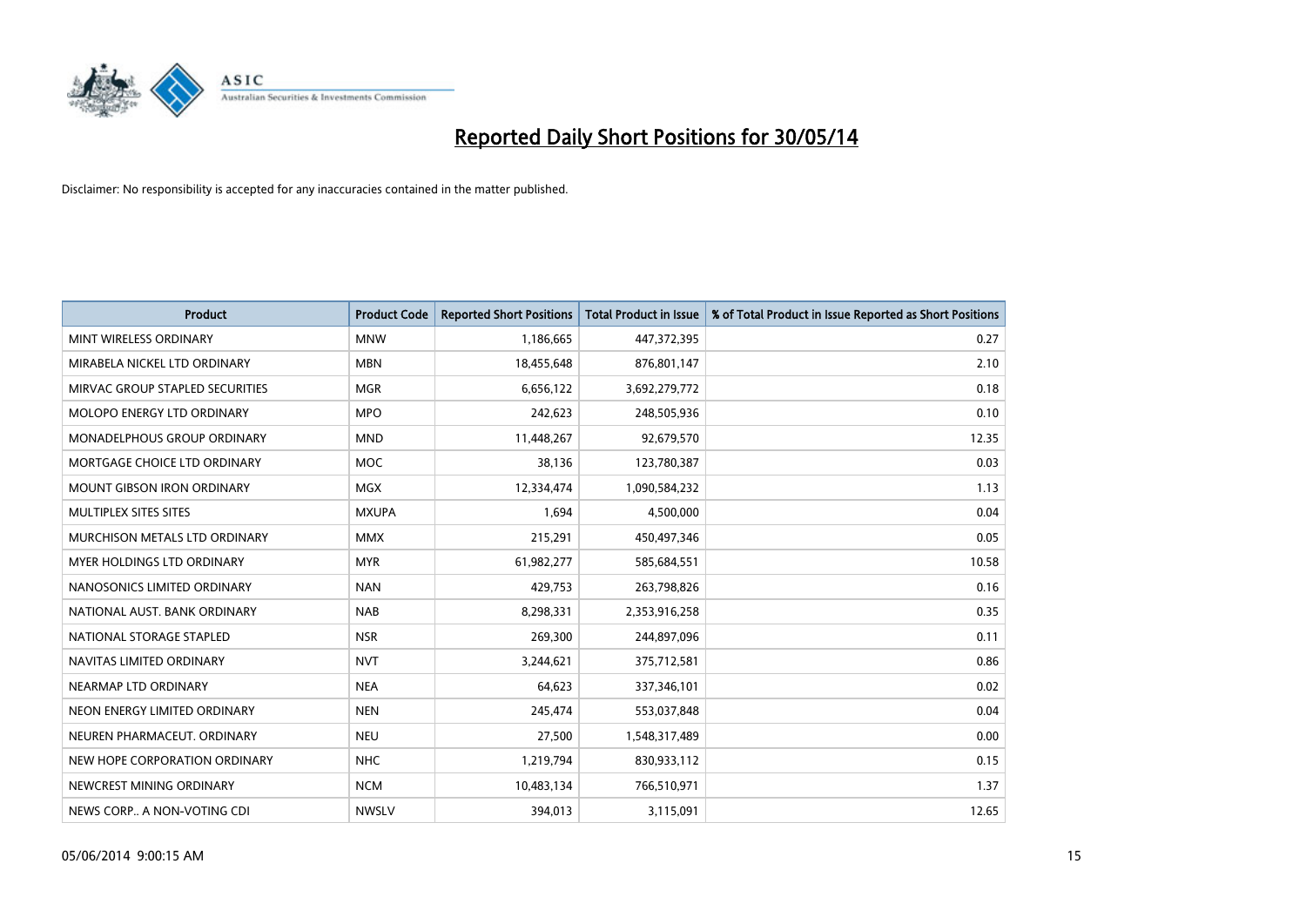# Reported Daily Short Positions for 30/05/14

Disclaimer: No responsibility is accepted for any inaccuracies contained in the matter published.

| Product | Product Code | Reported Short Positions | Total Product in Issue | % of Total Product in Issue Reported as Short Positions |
|---|---|---|---|---|
| MINT WIRELESS ORDINARY | MNW | 1,186,665 | 447,372,395 | 0.27 |
| MIRABELA NICKEL LTD ORDINARY | MBN | 18,455,648 | 876,801,147 | 2.10 |
| MIRVAC GROUP STAPLED SECURITIES | MGR | 6,656,122 | 3,692,279,772 | 0.18 |
| MOLOPO ENERGY LTD ORDINARY | MPO | 242,623 | 248,505,936 | 0.10 |
| MONADELPHOUS GROUP ORDINARY | MND | 11,448,267 | 92,679,570 | 12.35 |
| MORTGAGE CHOICE LTD ORDINARY | MOC | 38,136 | 123,780,387 | 0.03 |
| MOUNT GIBSON IRON ORDINARY | MGX | 12,334,474 | 1,090,584,232 | 1.13 |
| MULTIPLEX SITES SITES | MXUPA | 1,694 | 4,500,000 | 0.04 |
| MURCHISON METALS LTD ORDINARY | MMX | 215,291 | 450,497,346 | 0.05 |
| MYER HOLDINGS LTD ORDINARY | MYR | 61,982,277 | 585,684,551 | 10.58 |
| NANOSONICS LIMITED ORDINARY | NAN | 429,753 | 263,798,826 | 0.16 |
| NATIONAL AUST. BANK ORDINARY | NAB | 8,298,331 | 2,353,916,258 | 0.35 |
| NATIONAL STORAGE STAPLED | NSR | 269,300 | 244,897,096 | 0.11 |
| NAVITAS LIMITED ORDINARY | NVT | 3,244,621 | 375,712,581 | 0.86 |
| NEARMAP LTD ORDINARY | NEA | 64,623 | 337,346,101 | 0.02 |
| NEON ENERGY LIMITED ORDINARY | NEN | 245,474 | 553,037,848 | 0.04 |
| NEUREN PHARMACEUT. ORDINARY | NEU | 27,500 | 1,548,317,489 | 0.00 |
| NEW HOPE CORPORATION ORDINARY | NHC | 1,219,794 | 830,933,112 | 0.15 |
| NEWCREST MINING ORDINARY | NCM | 10,483,134 | 766,510,971 | 1.37 |
| NEWS CORP.. A NON-VOTING CDI | NWSLV | 394,013 | 3,115,091 | 12.65 |

05/06/2014 9:00:15 AM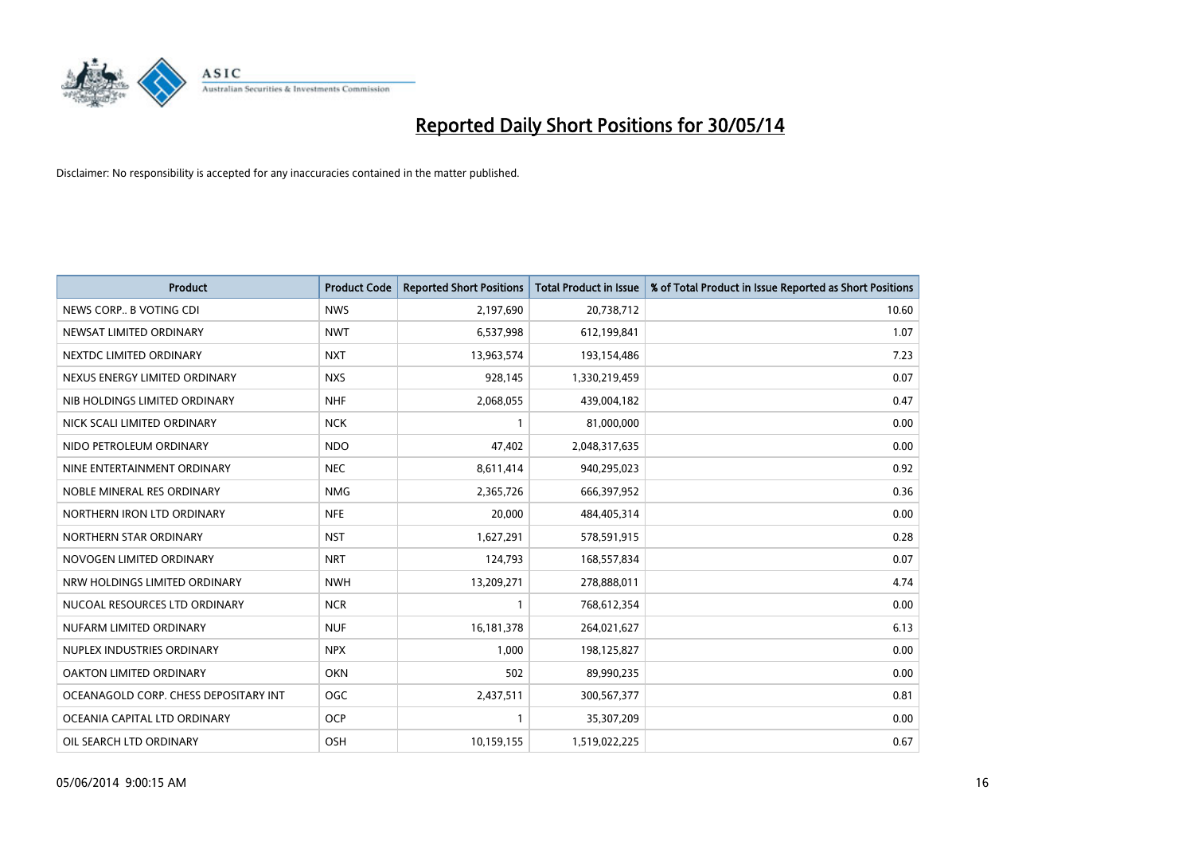# Reported Daily Short Positions for 30/05/14

Disclaimer: No responsibility is accepted for any inaccuracies contained in the matter published.

| Product | Product Code | Reported Short Positions | Total Product in Issue | % of Total Product in Issue Reported as Short Positions |
|---|---|---|---|---|
| NEWS CORP.. B VOTING CDI | NWS | 2,197,690 | 20,738,712 | 10.60 |
| NEWSAT LIMITED ORDINARY | NWT | 6,537,998 | 612,199,841 | 1.07 |
| NEXTDC LIMITED ORDINARY | NXT | 13,963,574 | 193,154,486 | 7.23 |
| NEXUS ENERGY LIMITED ORDINARY | NXS | 928,145 | 1,330,219,459 | 0.07 |
| NIB HOLDINGS LIMITED ORDINARY | NHF | 2,068,055 | 439,004,182 | 0.47 |
| NICK SCALI LIMITED ORDINARY | NCK | 1 | 81,000,000 | 0.00 |
| NIDO PETROLEUM ORDINARY | NDO | 47,402 | 2,048,317,635 | 0.00 |
| NINE ENTERTAINMENT ORDINARY | NEC | 8,611,414 | 940,295,023 | 0.92 |
| NOBLE MINERAL RES ORDINARY | NMG | 2,365,726 | 666,397,952 | 0.36 |
| NORTHERN IRON LTD ORDINARY | NFE | 20,000 | 484,405,314 | 0.00 |
| NORTHERN STAR ORDINARY | NST | 1,627,291 | 578,591,915 | 0.28 |
| NOVOGEN LIMITED ORDINARY | NRT | 124,793 | 168,557,834 | 0.07 |
| NRW HOLDINGS LIMITED ORDINARY | NWH | 13,209,271 | 278,888,011 | 4.74 |
| NUCOAL RESOURCES LTD ORDINARY | NCR | 1 | 768,612,354 | 0.00 |
| NUFARM LIMITED ORDINARY | NUF | 16,181,378 | 264,021,627 | 6.13 |
| NUPLEX INDUSTRIES ORDINARY | NPX | 1,000 | 198,125,827 | 0.00 |
| OAKTON LIMITED ORDINARY | OKN | 502 | 89,990,235 | 0.00 |
| OCEANAGOLD CORP. CHESS DEPOSITARY INT | OGC | 2,437,511 | 300,567,377 | 0.81 |
| OCEANIA CAPITAL LTD ORDINARY | OCP | 1 | 35,307,209 | 0.00 |
| OIL SEARCH LTD ORDINARY | OSH | 10,159,155 | 1,519,022,225 | 0.67 |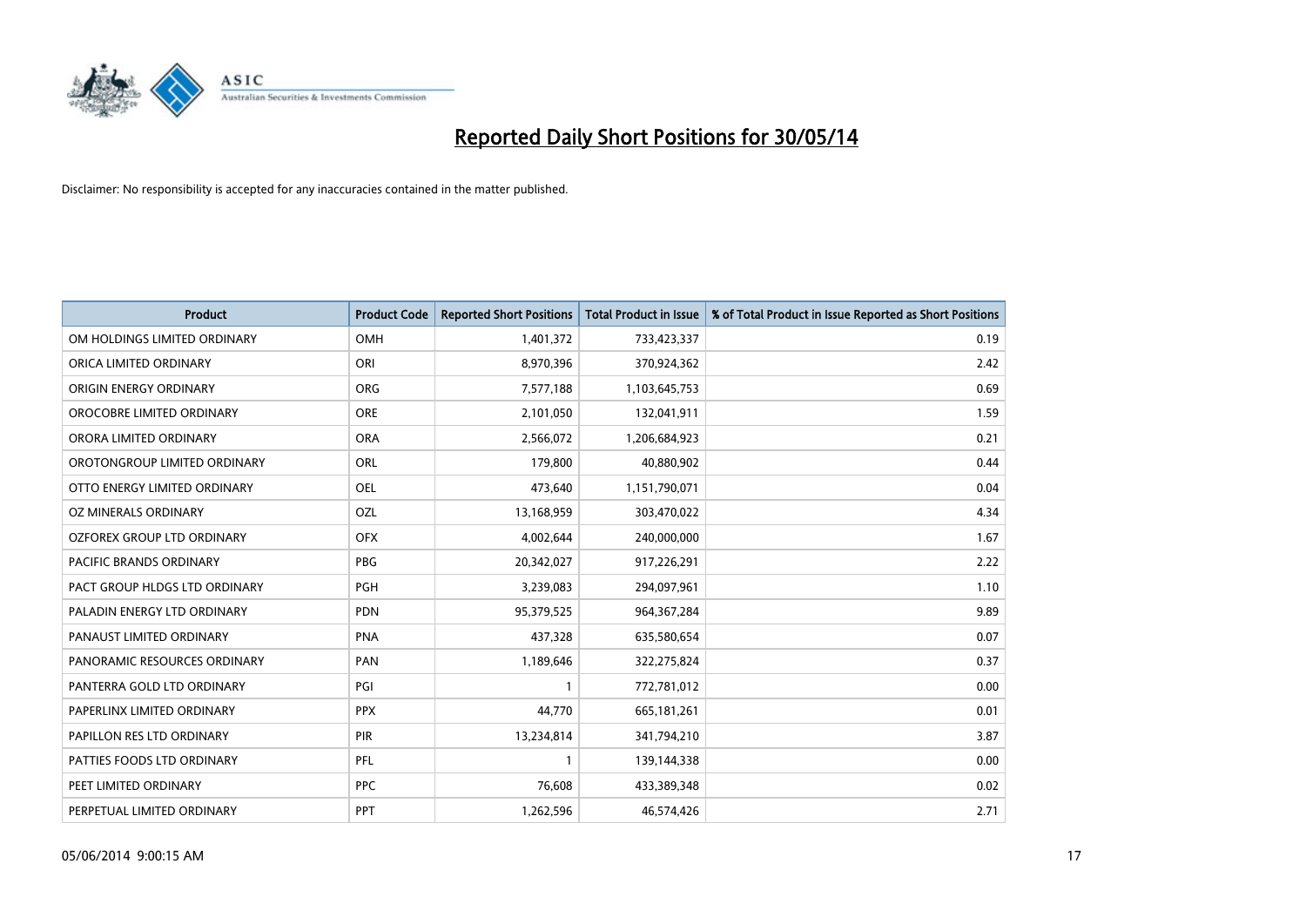# Reported Daily Short Positions for 30/05/14

Disclaimer: No responsibility is accepted for any inaccuracies contained in the matter published.

| Product | Product Code | Reported Short Positions | Total Product in Issue | % of Total Product in Issue Reported as Short Positions |
|---|---|---|---|---|
| OM HOLDINGS LIMITED ORDINARY | OMH | 1,401,372 | 733,423,337 | 0.19 |
| ORICA LIMITED ORDINARY | ORI | 8,970,396 | 370,924,362 | 2.42 |
| ORIGIN ENERGY ORDINARY | ORG | 7,577,188 | 1,103,645,753 | 0.69 |
| OROCOBRE LIMITED ORDINARY | ORE | 2,101,050 | 132,041,911 | 1.59 |
| ORORA LIMITED ORDINARY | ORA | 2,566,072 | 1,206,684,923 | 0.21 |
| OROTONGROUP LIMITED ORDINARY | ORL | 179,800 | 40,880,902 | 0.44 |
| OTTO ENERGY LIMITED ORDINARY | OEL | 473,640 | 1,151,790,071 | 0.04 |
| OZ MINERALS ORDINARY | OZL | 13,168,959 | 303,470,022 | 4.34 |
| OZFOREX GROUP LTD ORDINARY | OFX | 4,002,644 | 240,000,000 | 1.67 |
| PACIFIC BRANDS ORDINARY | PBG | 20,342,027 | 917,226,291 | 2.22 |
| PACT GROUP HLDGS LTD ORDINARY | PGH | 3,239,083 | 294,097,961 | 1.10 |
| PALADIN ENERGY LTD ORDINARY | PDN | 95,379,525 | 964,367,284 | 9.89 |
| PANAUST LIMITED ORDINARY | PNA | 437,328 | 635,580,654 | 0.07 |
| PANORAMIC RESOURCES ORDINARY | PAN | 1,189,646 | 322,275,824 | 0.37 |
| PANTERRA GOLD LTD ORDINARY | PGI | 1 | 772,781,012 | 0.00 |
| PAPERLINX LIMITED ORDINARY | PPX | 44,770 | 665,181,261 | 0.01 |
| PAPILLON RES LTD ORDINARY | PIR | 13,234,814 | 341,794,210 | 3.87 |
| PATTIES FOODS LTD ORDINARY | PFL | 1 | 139,144,338 | 0.00 |
| PEET LIMITED ORDINARY | PPC | 76,608 | 433,389,348 | 0.02 |
| PERPETUAL LIMITED ORDINARY | PPT | 1,262,596 | 46,574,426 | 2.71 |

05/06/2014 9:00:15 AM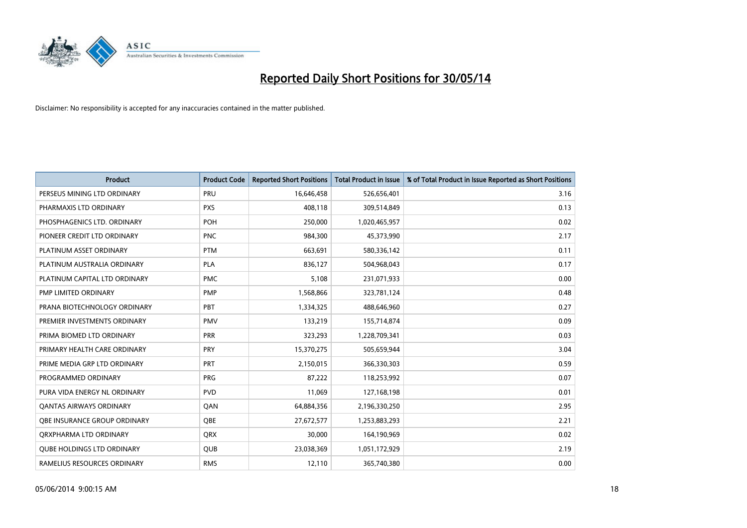# Reported Daily Short Positions for 30/05/14

Disclaimer: No responsibility is accepted for any inaccuracies contained in the matter published.

| Product | Product Code | Reported Short Positions | Total Product in Issue | % of Total Product in Issue Reported as Short Positions |
|---|---|---|---|---|
| PERSEUS MINING LTD ORDINARY | PRU | 16,646,458 | 526,656,401 | 3.16 |
| PHARMAXIS LTD ORDINARY | PXS | 408,118 | 309,514,849 | 0.13 |
| PHOSPHAGENICS LTD. ORDINARY | POH | 250,000 | 1,020,465,957 | 0.02 |
| PIONEER CREDIT LTD ORDINARY | PNC | 984,300 | 45,373,990 | 2.17 |
| PLATINUM ASSET ORDINARY | PTM | 663,691 | 580,336,142 | 0.11 |
| PLATINUM AUSTRALIA ORDINARY | PLA | 836,127 | 504,968,043 | 0.17 |
| PLATINUM CAPITAL LTD ORDINARY | PMC | 5,108 | 231,071,933 | 0.00 |
| PMP LIMITED ORDINARY | PMP | 1,568,866 | 323,781,124 | 0.48 |
| PRANA BIOTECHNOLOGY ORDINARY | PBT | 1,334,325 | 488,646,960 | 0.27 |
| PREMIER INVESTMENTS ORDINARY | PMV | 133,219 | 155,714,874 | 0.09 |
| PRIMA BIOMED LTD ORDINARY | PRR | 323,293 | 1,228,709,341 | 0.03 |
| PRIMARY HEALTH CARE ORDINARY | PRY | 15,370,275 | 505,659,944 | 3.04 |
| PRIME MEDIA GRP LTD ORDINARY | PRT | 2,150,015 | 366,330,303 | 0.59 |
| PROGRAMMED ORDINARY | PRG | 87,222 | 118,253,992 | 0.07 |
| PURA VIDA ENERGY NL ORDINARY | PVD | 11,069 | 127,168,198 | 0.01 |
| QANTAS AIRWAYS ORDINARY | QAN | 64,884,356 | 2,196,330,250 | 2.95 |
| QBE INSURANCE GROUP ORDINARY | QBE | 27,672,577 | 1,253,883,293 | 2.21 |
| QRXPHARMA LTD ORDINARY | QRX | 30,000 | 164,190,969 | 0.02 |
| QUBE HOLDINGS LTD ORDINARY | QUB | 23,038,369 | 1,051,172,929 | 2.19 |
| RAMELIUS RESOURCES ORDINARY | RMS | 12,110 | 365,740,380 | 0.00 |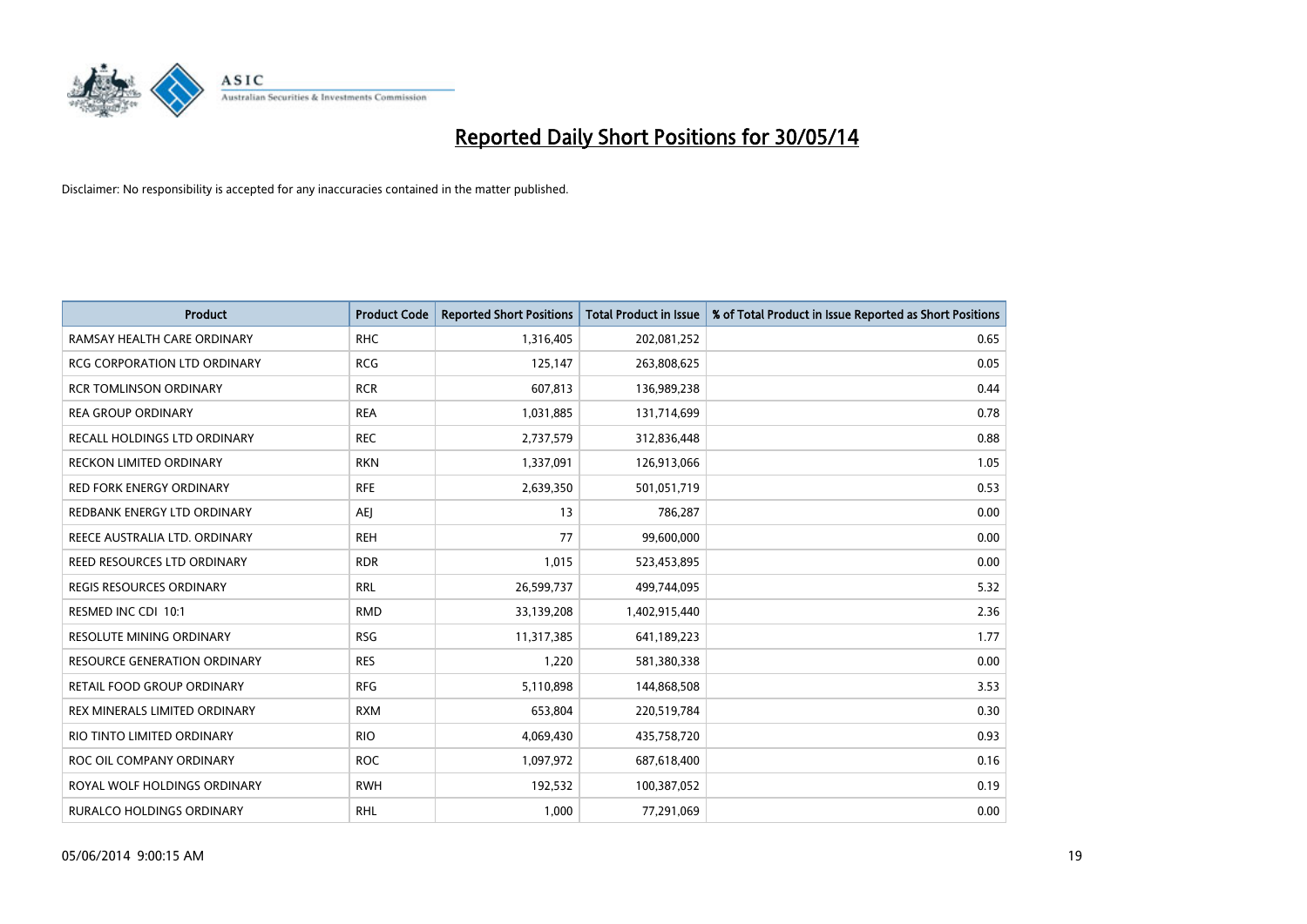# Reported Daily Short Positions for 30/05/14

Disclaimer: No responsibility is accepted for any inaccuracies contained in the matter published.

| Product | Product Code | Reported Short Positions | Total Product in Issue | % of Total Product in Issue Reported as Short Positions |
|---|---|---|---|---|
| RAMSAY HEALTH CARE ORDINARY | RHC | 1,316,405 | 202,081,252 | 0.65 |
| RCG CORPORATION LTD ORDINARY | RCG | 125,147 | 263,808,625 | 0.05 |
| RCR TOMLINSON ORDINARY | RCR | 607,813 | 136,989,238 | 0.44 |
| REA GROUP ORDINARY | REA | 1,031,885 | 131,714,699 | 0.78 |
| RECALL HOLDINGS LTD ORDINARY | REC | 2,737,579 | 312,836,448 | 0.88 |
| RECKON LIMITED ORDINARY | RKN | 1,337,091 | 126,913,066 | 1.05 |
| RED FORK ENERGY ORDINARY | RFE | 2,639,350 | 501,051,719 | 0.53 |
| REDBANK ENERGY LTD ORDINARY | AEJ | 13 | 786,287 | 0.00 |
| REECE AUSTRALIA LTD. ORDINARY | REH | 77 | 99,600,000 | 0.00 |
| REED RESOURCES LTD ORDINARY | RDR | 1,015 | 523,453,895 | 0.00 |
| REGIS RESOURCES ORDINARY | RRL | 26,599,737 | 499,744,095 | 5.32 |
| RESMED INC CDI 10:1 | RMD | 33,139,208 | 1,402,915,440 | 2.36 |
| RESOLUTE MINING ORDINARY | RSG | 11,317,385 | 641,189,223 | 1.77 |
| RESOURCE GENERATION ORDINARY | RES | 1,220 | 581,380,338 | 0.00 |
| RETAIL FOOD GROUP ORDINARY | RFG | 5,110,898 | 144,868,508 | 3.53 |
| REX MINERALS LIMITED ORDINARY | RXM | 653,804 | 220,519,784 | 0.30 |
| RIO TINTO LIMITED ORDINARY | RIO | 4,069,430 | 435,758,720 | 0.93 |
| ROC OIL COMPANY ORDINARY | ROC | 1,097,972 | 687,618,400 | 0.16 |
| ROYAL WOLF HOLDINGS ORDINARY | RWH | 192,532 | 100,387,052 | 0.19 |
| RURALCO HOLDINGS ORDINARY | RHL | 1,000 | 77,291,069 | 0.00 |

05/06/2014 9:00:15 AM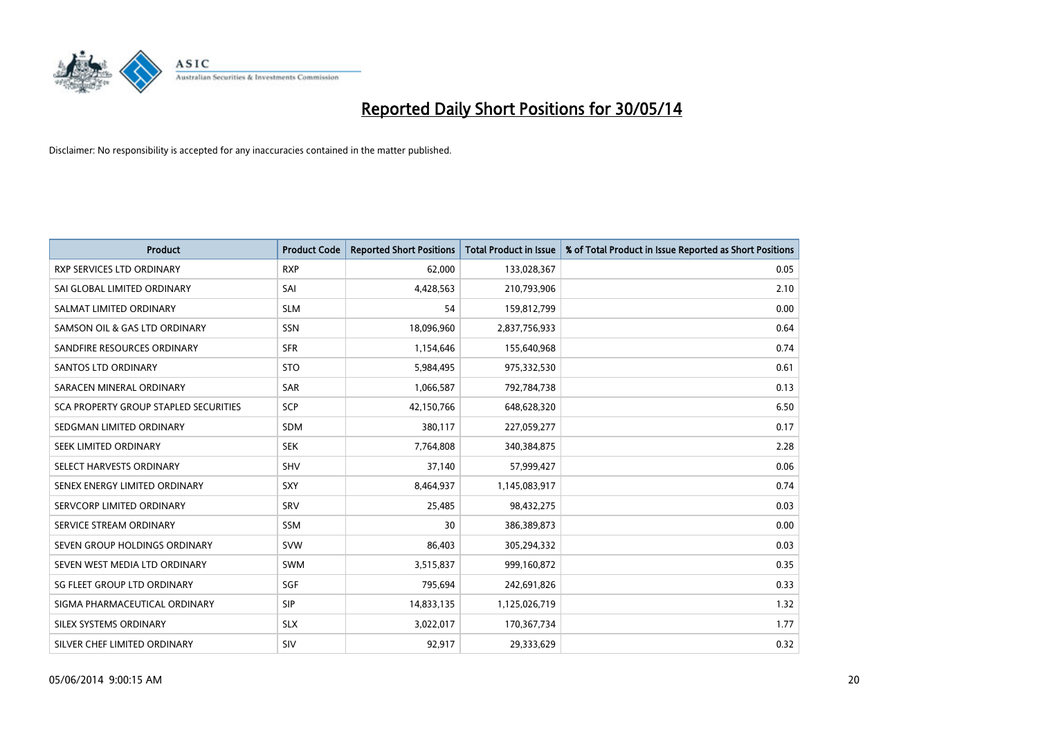# Reported Daily Short Positions for 30/05/14

Disclaimer: No responsibility is accepted for any inaccuracies contained in the matter published.

| Product | Product Code | Reported Short Positions | Total Product in Issue | % of Total Product in Issue Reported as Short Positions |
|---|---|---|---|---|
| RXP SERVICES LTD ORDINARY | RXP | 62,000 | 133,028,367 | 0.05 |
| SAI GLOBAL LIMITED ORDINARY | SAI | 4,428,563 | 210,793,906 | 2.10 |
| SALMAT LIMITED ORDINARY | SLM | 54 | 159,812,799 | 0.00 |
| SAMSON OIL & GAS LTD ORDINARY | SSN | 18,096,960 | 2,837,756,933 | 0.64 |
| SANDFIRE RESOURCES ORDINARY | SFR | 1,154,646 | 155,640,968 | 0.74 |
| SANTOS LTD ORDINARY | STO | 5,984,495 | 975,332,530 | 0.61 |
| SARACEN MINERAL ORDINARY | SAR | 1,066,587 | 792,784,738 | 0.13 |
| SCA PROPERTY GROUP STAPLED SECURITIES | SCP | 42,150,766 | 648,628,320 | 6.50 |
| SEDGMAN LIMITED ORDINARY | SDM | 380,117 | 227,059,277 | 0.17 |
| SEEK LIMITED ORDINARY | SEK | 7,764,808 | 340,384,875 | 2.28 |
| SELECT HARVESTS ORDINARY | SHV | 37,140 | 57,999,427 | 0.06 |
| SENEX ENERGY LIMITED ORDINARY | SXY | 8,464,937 | 1,145,083,917 | 0.74 |
| SERVCORP LIMITED ORDINARY | SRV | 25,485 | 98,432,275 | 0.03 |
| SERVICE STREAM ORDINARY | SSM | 30 | 386,389,873 | 0.00 |
| SEVEN GROUP HOLDINGS ORDINARY | SVW | 86,403 | 305,294,332 | 0.03 |
| SEVEN WEST MEDIA LTD ORDINARY | SWM | 3,515,837 | 999,160,872 | 0.35 |
| SG FLEET GROUP LTD ORDINARY | SGF | 795,694 | 242,691,826 | 0.33 |
| SIGMA PHARMACEUTICAL ORDINARY | SIP | 14,833,135 | 1,125,026,719 | 1.32 |
| SILEX SYSTEMS ORDINARY | SLX | 3,022,017 | 170,367,734 | 1.77 |
| SILVER CHEF LIMITED ORDINARY | SIV | 92,917 | 29,333,629 | 0.32 |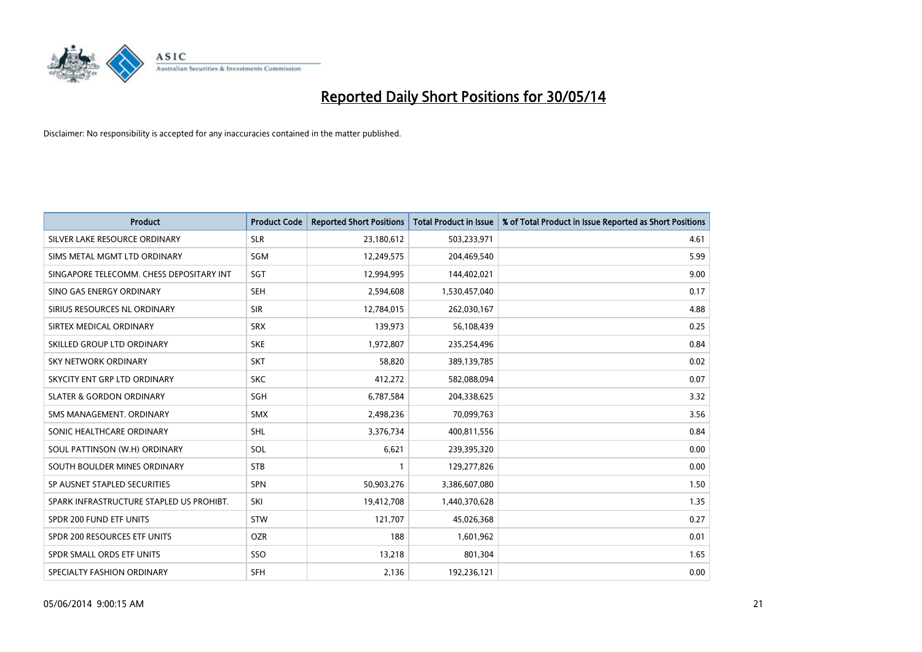# Reported Daily Short Positions for 30/05/14

Disclaimer: No responsibility is accepted for any inaccuracies contained in the matter published.

| Product | Product Code | Reported Short Positions | Total Product in Issue | % of Total Product in Issue Reported as Short Positions |
|---|---|---|---|---|
| SILVER LAKE RESOURCE ORDINARY | SLR | 23,180,612 | 503,233,971 | 4.61 |
| SIMS METAL MGMT LTD ORDINARY | SGM | 12,249,575 | 204,469,540 | 5.99 |
| SINGAPORE TELECOMM. CHESS DEPOSITARY INT | SGT | 12,994,995 | 144,402,021 | 9.00 |
| SINO GAS ENERGY ORDINARY | SEH | 2,594,608 | 1,530,457,040 | 0.17 |
| SIRIUS RESOURCES NL ORDINARY | SIR | 12,784,015 | 262,030,167 | 4.88 |
| SIRTEX MEDICAL ORDINARY | SRX | 139,973 | 56,108,439 | 0.25 |
| SKILLED GROUP LTD ORDINARY | SKE | 1,972,807 | 235,254,496 | 0.84 |
| SKY NETWORK ORDINARY | SKT | 58,820 | 389,139,785 | 0.02 |
| SKYCITY ENT GRP LTD ORDINARY | SKC | 412,272 | 582,088,094 | 0.07 |
| SLATER & GORDON ORDINARY | SGH | 6,787,584 | 204,338,625 | 3.32 |
| SMS MANAGEMENT. ORDINARY | SMX | 2,498,236 | 70,099,763 | 3.56 |
| SONIC HEALTHCARE ORDINARY | SHL | 3,376,734 | 400,811,556 | 0.84 |
| SOUL PATTINSON (W.H) ORDINARY | SOL | 6,621 | 239,395,320 | 0.00 |
| SOUTH BOULDER MINES ORDINARY | STB | 1 | 129,277,826 | 0.00 |
| SP AUSNET STAPLED SECURITIES | SPN | 50,903,276 | 3,386,607,080 | 1.50 |
| SPARK INFRASTRUCTURE STAPLED US PROHIBT. | SKI | 19,412,708 | 1,440,370,628 | 1.35 |
| SPDR 200 FUND ETF UNITS | STW | 121,707 | 45,026,368 | 0.27 |
| SPDR 200 RESOURCES ETF UNITS | OZR | 188 | 1,601,962 | 0.01 |
| SPDR SMALL ORDS ETF UNITS | SSO | 13,218 | 801,304 | 1.65 |
| SPECIALTY FASHION ORDINARY | SFH | 2,136 | 192,236,121 | 0.00 |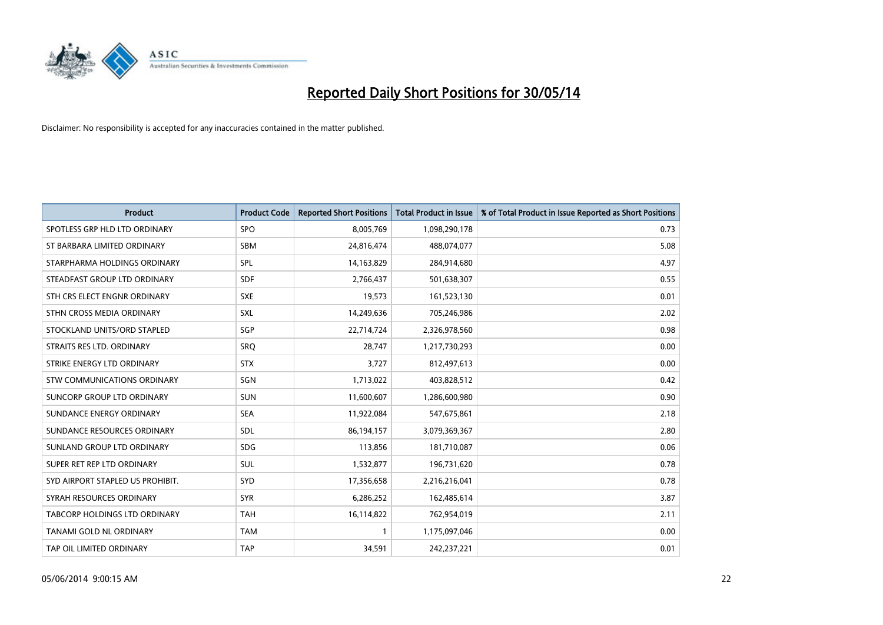# Reported Daily Short Positions for 30/05/14

Disclaimer: No responsibility is accepted for any inaccuracies contained in the matter published.

| Product | Product Code | Reported Short Positions | Total Product in Issue | % of Total Product in Issue Reported as Short Positions |
|---|---|---|---|---|
| SPOTLESS GRP HLD LTD ORDINARY | SPO | 8,005,769 | 1,098,290,178 | 0.73 |
| ST BARBARA LIMITED ORDINARY | SBM | 24,816,474 | 488,074,077 | 5.08 |
| STARPHARMA HOLDINGS ORDINARY | SPL | 14,163,829 | 284,914,680 | 4.97 |
| STEADFAST GROUP LTD ORDINARY | SDF | 2,766,437 | 501,638,307 | 0.55 |
| STH CRS ELECT ENGNR ORDINARY | SXE | 19,573 | 161,523,130 | 0.01 |
| STHN CROSS MEDIA ORDINARY | SXL | 14,249,636 | 705,246,986 | 2.02 |
| STOCKLAND UNITS/ORD STAPLED | SGP | 22,714,724 | 2,326,978,560 | 0.98 |
| STRAITS RES LTD. ORDINARY | SRQ | 28,747 | 1,217,730,293 | 0.00 |
| STRIKE ENERGY LTD ORDINARY | STX | 3,727 | 812,497,613 | 0.00 |
| STW COMMUNICATIONS ORDINARY | SGN | 1,713,022 | 403,828,512 | 0.42 |
| SUNCORP GROUP LTD ORDINARY | SUN | 11,600,607 | 1,286,600,980 | 0.90 |
| SUNDANCE ENERGY ORDINARY | SEA | 11,922,084 | 547,675,861 | 2.18 |
| SUNDANCE RESOURCES ORDINARY | SDL | 86,194,157 | 3,079,369,367 | 2.80 |
| SUNLAND GROUP LTD ORDINARY | SDG | 113,856 | 181,710,087 | 0.06 |
| SUPER RET REP LTD ORDINARY | SUL | 1,532,877 | 196,731,620 | 0.78 |
| SYD AIRPORT STAPLED US PROHIBIT. | SYD | 17,356,658 | 2,216,216,041 | 0.78 |
| SYRAH RESOURCES ORDINARY | SYR | 6,286,252 | 162,485,614 | 3.87 |
| TABCORP HOLDINGS LTD ORDINARY | TAH | 16,114,822 | 762,954,019 | 2.11 |
| TANAMI GOLD NL ORDINARY | TAM | 1 | 1,175,097,046 | 0.00 |
| TAP OIL LIMITED ORDINARY | TAP | 34,591 | 242,237,221 | 0.01 |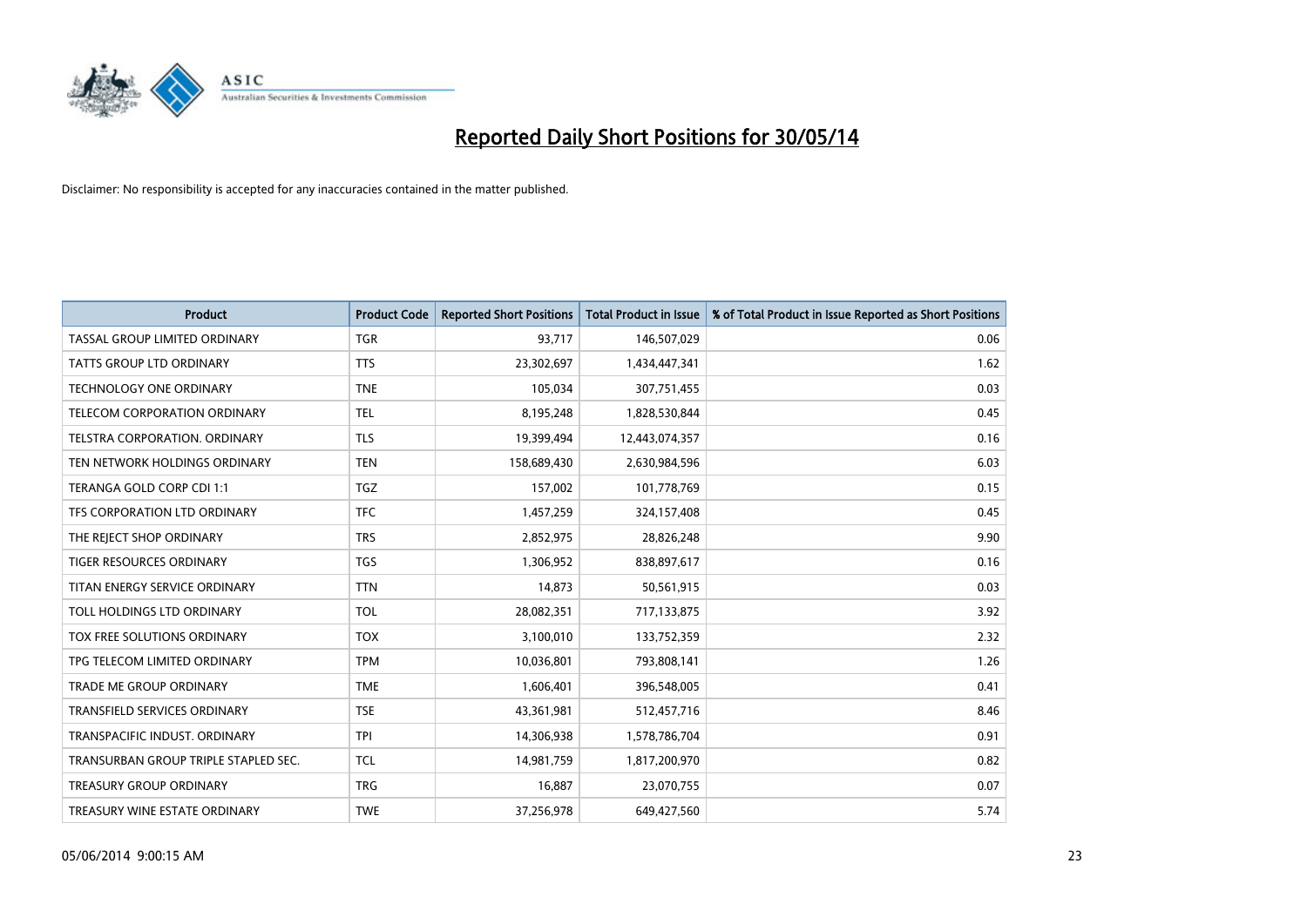# Reported Daily Short Positions for 30/05/14

Disclaimer: No responsibility is accepted for any inaccuracies contained in the matter published.

| Product | Product Code | Reported Short Positions | Total Product in Issue | % of Total Product in Issue Reported as Short Positions |
|---|---|---|---|---|
| TASSAL GROUP LIMITED ORDINARY | TGR | 93,717 | 146,507,029 | 0.06 |
| TATTS GROUP LTD ORDINARY | TTS | 23,302,697 | 1,434,447,341 | 1.62 |
| TECHNOLOGY ONE ORDINARY | TNE | 105,034 | 307,751,455 | 0.03 |
| TELECOM CORPORATION ORDINARY | TEL | 8,195,248 | 1,828,530,844 | 0.45 |
| TELSTRA CORPORATION. ORDINARY | TLS | 19,399,494 | 12,443,074,357 | 0.16 |
| TEN NETWORK HOLDINGS ORDINARY | TEN | 158,689,430 | 2,630,984,596 | 6.03 |
| TERANGA GOLD CORP CDI 1:1 | TGZ | 157,002 | 101,778,769 | 0.15 |
| TFS CORPORATION LTD ORDINARY | TFC | 1,457,259 | 324,157,408 | 0.45 |
| THE REJECT SHOP ORDINARY | TRS | 2,852,975 | 28,826,248 | 9.90 |
| TIGER RESOURCES ORDINARY | TGS | 1,306,952 | 838,897,617 | 0.16 |
| TITAN ENERGY SERVICE ORDINARY | TTN | 14,873 | 50,561,915 | 0.03 |
| TOLL HOLDINGS LTD ORDINARY | TOL | 28,082,351 | 717,133,875 | 3.92 |
| TOX FREE SOLUTIONS ORDINARY | TOX | 3,100,010 | 133,752,359 | 2.32 |
| TPG TELECOM LIMITED ORDINARY | TPM | 10,036,801 | 793,808,141 | 1.26 |
| TRADE ME GROUP ORDINARY | TME | 1,606,401 | 396,548,005 | 0.41 |
| TRANSFIELD SERVICES ORDINARY | TSE | 43,361,981 | 512,457,716 | 8.46 |
| TRANSPACIFIC INDUST. ORDINARY | TPI | 14,306,938 | 1,578,786,704 | 0.91 |
| TRANSURBAN GROUP TRIPLE STAPLED SEC. | TCL | 14,981,759 | 1,817,200,970 | 0.82 |
| TREASURY GROUP ORDINARY | TRG | 16,887 | 23,070,755 | 0.07 |
| TREASURY WINE ESTATE ORDINARY | TWE | 37,256,978 | 649,427,560 | 5.74 |

05/06/2014 9:00:15 AM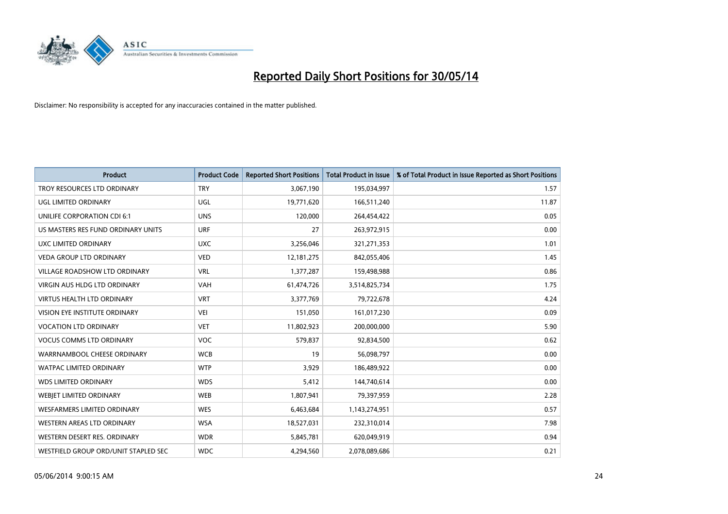# Reported Daily Short Positions for 30/05/14

Disclaimer: No responsibility is accepted for any inaccuracies contained in the matter published.

| Product | Product Code | Reported Short Positions | Total Product in Issue | % of Total Product in Issue Reported as Short Positions |
|---|---|---|---|---|
| TROY RESOURCES LTD ORDINARY | TRY | 3,067,190 | 195,034,997 | 1.57 |
| UGL LIMITED ORDINARY | UGL | 19,771,620 | 166,511,240 | 11.87 |
| UNILIFE CORPORATION CDI 6:1 | UNS | 120,000 | 264,454,422 | 0.05 |
| US MASTERS RES FUND ORDINARY UNITS | URF | 27 | 263,972,915 | 0.00 |
| UXC LIMITED ORDINARY | UXC | 3,256,046 | 321,271,353 | 1.01 |
| VEDA GROUP LTD ORDINARY | VED | 12,181,275 | 842,055,406 | 1.45 |
| VILLAGE ROADSHOW LTD ORDINARY | VRL | 1,377,287 | 159,498,988 | 0.86 |
| VIRGIN AUS HLDG LTD ORDINARY | VAH | 61,474,726 | 3,514,825,734 | 1.75 |
| VIRTUS HEALTH LTD ORDINARY | VRT | 3,377,769 | 79,722,678 | 4.24 |
| VISION EYE INSTITUTE ORDINARY | VEI | 151,050 | 161,017,230 | 0.09 |
| VOCATION LTD ORDINARY | VET | 11,802,923 | 200,000,000 | 5.90 |
| VOCUS COMMS LTD ORDINARY | VOC | 579,837 | 92,834,500 | 0.62 |
| WARRNAMBOOL CHEESE ORDINARY | WCB | 19 | 56,098,797 | 0.00 |
| WATPAC LIMITED ORDINARY | WTP | 3,929 | 186,489,922 | 0.00 |
| WDS LIMITED ORDINARY | WDS | 5,412 | 144,740,614 | 0.00 |
| WEBJET LIMITED ORDINARY | WEB | 1,807,941 | 79,397,959 | 2.28 |
| WESFARMERS LIMITED ORDINARY | WES | 6,463,684 | 1,143,274,951 | 0.57 |
| WESTERN AREAS LTD ORDINARY | WSA | 18,527,031 | 232,310,014 | 7.98 |
| WESTERN DESERT RES. ORDINARY | WDR | 5,845,781 | 620,049,919 | 0.94 |
| WESTFIELD GROUP ORD/UNIT STAPLED SEC | WDC | 4,294,560 | 2,078,089,686 | 0.21 |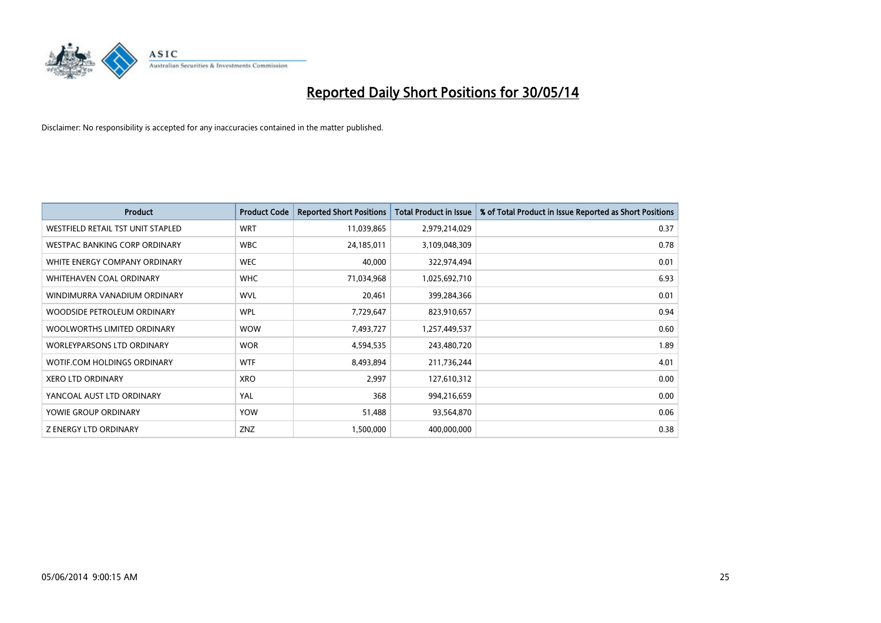# Reported Daily Short Positions for 30/05/14

Disclaimer: No responsibility is accepted for any inaccuracies contained in the matter published.

| Product | Product Code | Reported Short Positions | Total Product in Issue | % of Total Product in Issue Reported as Short Positions |
|---|---|---|---|---|
| WESTFIELD RETAIL TST UNIT STAPLED | WRT | 11,039,865 | 2,979,214,029 | 0.37 |
| WESTPAC BANKING CORP ORDINARY | WBC | 24,185,011 | 3,109,048,309 | 0.78 |
| WHITE ENERGY COMPANY ORDINARY | WEC | 40,000 | 322,974,494 | 0.01 |
| WHITEHAVEN COAL ORDINARY | WHC | 71,034,968 | 1,025,692,710 | 6.93 |
| WINDIMURRA VANADIUM ORDINARY | WVL | 20,461 | 399,284,366 | 0.01 |
| WOODSIDE PETROLEUM ORDINARY | WPL | 7,729,647 | 823,910,657 | 0.94 |
| WOOLWORTHS LIMITED ORDINARY | WOW | 7,493,727 | 1,257,449,537 | 0.60 |
| WORLEYPARSONS LTD ORDINARY | WOR | 4,594,535 | 243,480,720 | 1.89 |
| WOTIF.COM HOLDINGS ORDINARY | WTF | 8,493,894 | 211,736,244 | 4.01 |
| XERO LTD ORDINARY | XRO | 2,997 | 127,610,312 | 0.00 |
| YANCOAL AUST LTD ORDINARY | YAL | 368 | 994,216,659 | 0.00 |
| YOWIE GROUP ORDINARY | YOW | 51,488 | 93,564,870 | 0.06 |
| Z ENERGY LTD ORDINARY | ZNZ | 1,500,000 | 400,000,000 | 0.38 |